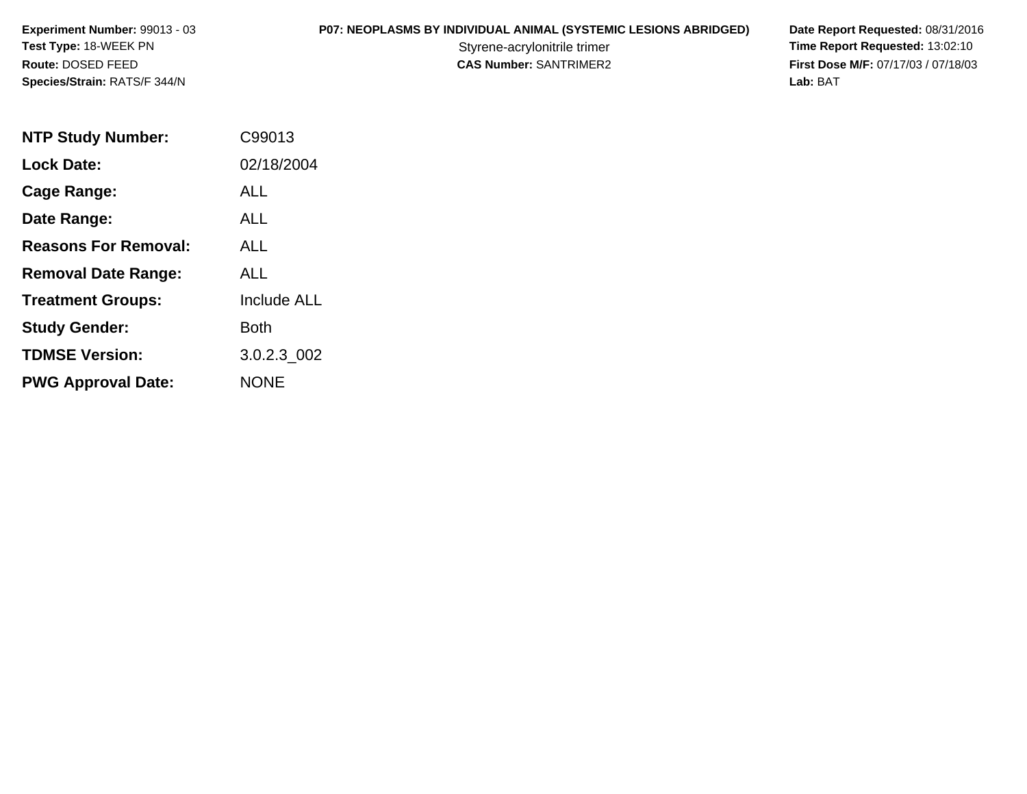**Experiment Number:** 99013 - 03
**Test Type:** 18-WEEK PN
**Route:** DOSED FEED
**Species/Strain:** RATS/F 344/N

**P07: NEOPLASMS BY INDIVIDUAL ANIMAL (SYSTEMIC LESIONS ABRIDGED)**
Styrene-acrylonitrile trimer
**CAS Number:** SANTRIMER2

**Date Report Requested:** 08/31/2016
**Time Report Requested:** 13:02:10
**First Dose M/F:** 07/17/03 / 07/18/03
**Lab:** BAT

| | |
|---|---|
| **NTP Study Number:** | C99013 |
| **Lock Date:** | 02/18/2004 |
| **Cage Range:** | ALL |
| **Date Range:** | ALL |
| **Reasons For Removal:** | ALL |
| **Removal Date Range:** | ALL |
| **Treatment Groups:** | Include ALL |
| **Study Gender:** | Both |
| **TDMSE Version:** | 3.0.2.3_002 |
| **PWG Approval Date:** | NONE |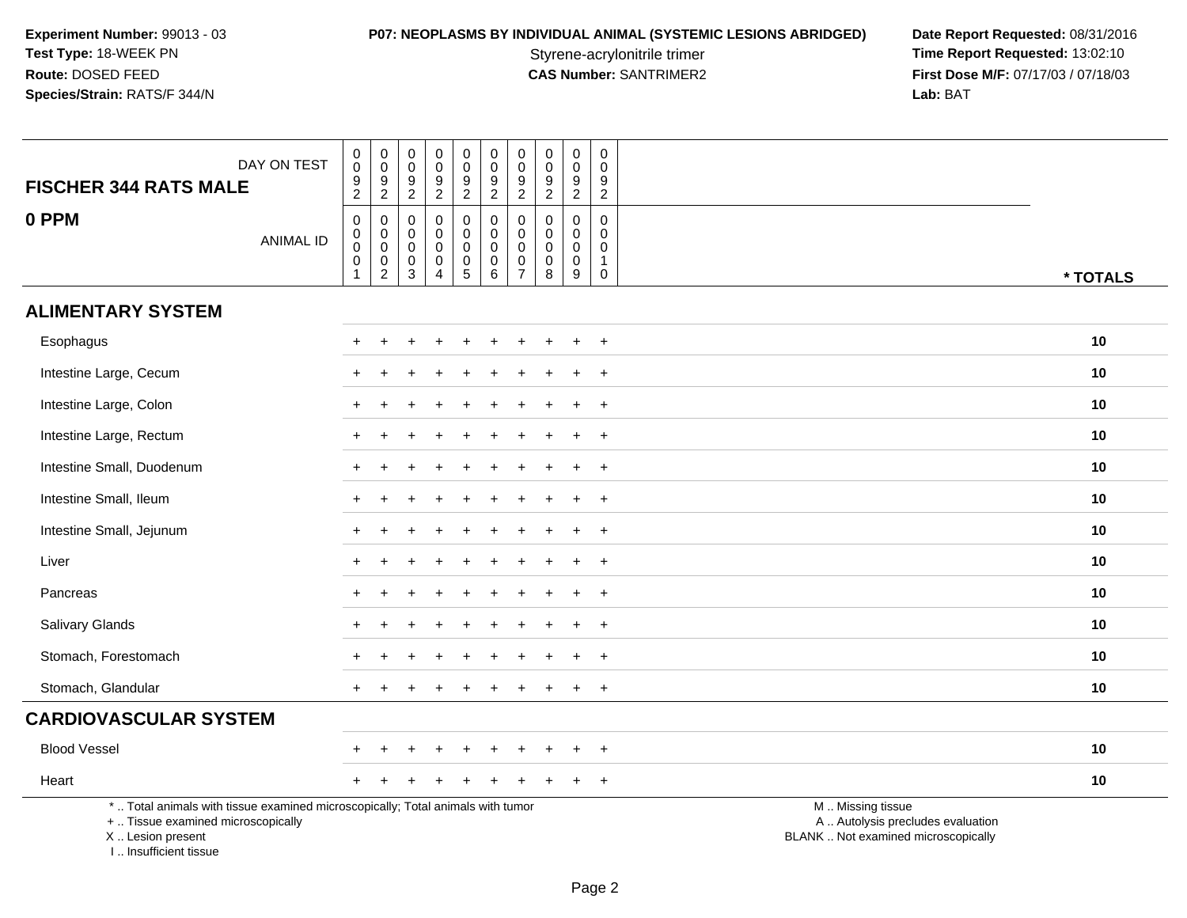**Experiment Number:** 99013 - 03
**Test Type:** 18-WEEK PN
**Route:** DOSED FEED
**Species/Strain:** RATS/F 344/N

**P07: NEOPLASMS BY INDIVIDUAL ANIMAL (SYSTEMIC LESIONS ABRIDGED)**
Styrene-acrylonitrile trimer
**CAS Number:** SANTRIMER2

**Date Report Requested:** 08/31/2016
**Time Report Requested:** 13:02:10
**First Dose M/F:** 07/17/03 / 07/18/03
**Lab:** BAT

| FISCHER 344 RATS MALE — DAY ON TEST | 0092 | 0092 | 0092 | 0092 | 0092 | 0092 | 0092 | 0092 | 0092 | 0092 | |
|---|---|---|---|---|---|---|---|---|---|---|---|
| **0 PPM** — ANIMAL ID | 00001 | 00002 | 00003 | 00004 | 00005 | 00006 | 00007 | 00008 | 00009 | 00010 | *** TOTALS** |
| **ALIMENTARY SYSTEM** | | | | | | | | | | | |
| Esophagus | + | + | + | + | + | + | + | + | + | + | **10** |
| Intestine Large, Cecum | + | + | + | + | + | + | + | + | + | + | **10** |
| Intestine Large, Colon | + | + | + | + | + | + | + | + | + | + | **10** |
| Intestine Large, Rectum | + | + | + | + | + | + | + | + | + | + | **10** |
| Intestine Small, Duodenum | + | + | + | + | + | + | + | + | + | + | **10** |
| Intestine Small, Ileum | + | + | + | + | + | + | + | + | + | + | **10** |
| Intestine Small, Jejunum | + | + | + | + | + | + | + | + | + | + | **10** |
| Liver | + | + | + | + | + | + | + | + | + | + | **10** |
| Pancreas | + | + | + | + | + | + | + | + | + | + | **10** |
| Salivary Glands | + | + | + | + | + | + | + | + | + | + | **10** |
| Stomach, Forestomach | + | + | + | + | + | + | + | + | + | + | **10** |
| Stomach, Glandular | + | + | + | + | + | + | + | + | + | + | **10** |
| **CARDIOVASCULAR SYSTEM** | | | | | | | | | | | |
| Blood Vessel | + | + | + | + | + | + | + | + | + | + | **10** |
| Heart | + | + | + | + | + | + | + | + | + | + | **10** |

\* .. Total animals with tissue examined microscopically; Total animals with tumor
\+ .. Tissue examined microscopically
X .. Lesion present
I .. Insufficient tissue

M .. Missing tissue
A .. Autolysis precludes evaluation
BLANK .. Not examined microscopically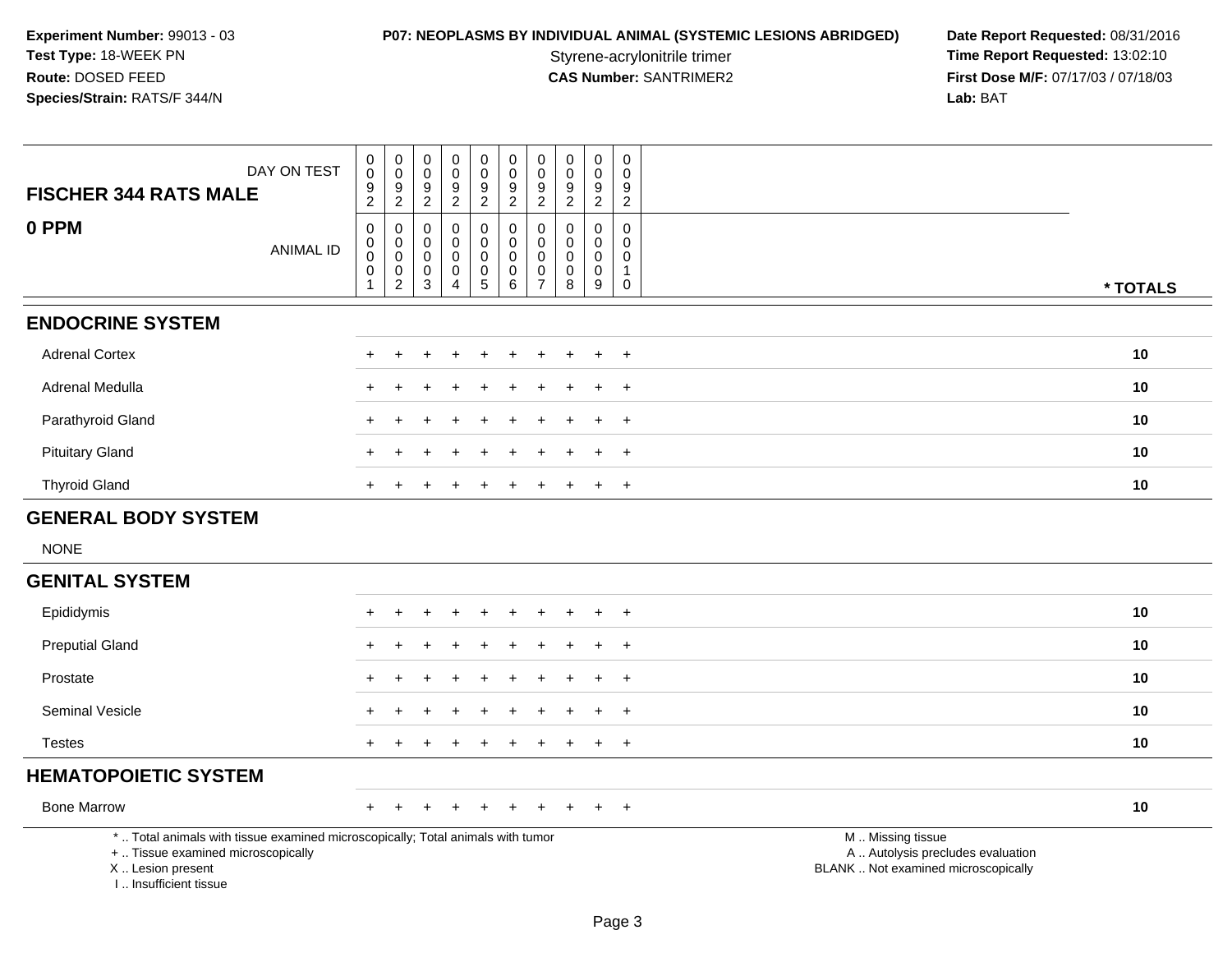**Experiment Number:** 99013 - 03
**Test Type:** 18-WEEK PN
**Route:** DOSED FEED
**Species/Strain:** RATS/F 344/N

**P07: NEOPLASMS BY INDIVIDUAL ANIMAL (SYSTEMIC LESIONS ABRIDGED)**
Styrene-acrylonitrile trimer
**CAS Number:** SANTRIMER2

**Date Report Requested:** 08/31/2016
**Time Report Requested:** 13:02:10
**First Dose M/F:** 07/17/03 / 07/18/03
**Lab:** BAT

| FISCHER 344 RATS MALE — DAY ON TEST | 0092 | 0092 | 0092 | 0092 | 0092 | 0092 | 0092 | 0092 | 0092 | 0092 | |
|---|---|---|---|---|---|---|---|---|---|---|---|
| **0 PPM** — ANIMAL ID | 00001 | 00002 | 00003 | 00004 | 00005 | 00006 | 00007 | 00008 | 00009 | 00010 | *** TOTALS** |
| **ENDOCRINE SYSTEM** | | | | | | | | | | | |
| Adrenal Cortex | + | + | + | + | + | + | + | + | + | + | **10** |
| Adrenal Medulla | + | + | + | + | + | + | + | + | + | + | **10** |
| Parathyroid Gland | + | + | + | + | + | + | + | + | + | + | **10** |
| Pituitary Gland | + | + | + | + | + | + | + | + | + | + | **10** |
| Thyroid Gland | + | + | + | + | + | + | + | + | + | + | **10** |
| **GENERAL BODY SYSTEM** | | | | | | | | | | | |
| NONE | | | | | | | | | | | |
| **GENITAL SYSTEM** | | | | | | | | | | | |
| Epididymis | + | + | + | + | + | + | + | + | + | + | **10** |
| Preputial Gland | + | + | + | + | + | + | + | + | + | + | **10** |
| Prostate | + | + | + | + | + | + | + | + | + | + | **10** |
| Seminal Vesicle | + | + | + | + | + | + | + | + | + | + | **10** |
| Testes | + | + | + | + | + | + | + | + | + | + | **10** |
| **HEMATOPOIETIC SYSTEM** | | | | | | | | | | | |
| Bone Marrow | + | + | + | + | + | + | + | + | + | + | **10** |

\* .. Total animals with tissue examined microscopically; Total animals with tumor
\+ .. Tissue examined microscopically
X .. Lesion present
I .. Insufficient tissue

M .. Missing tissue
A .. Autolysis precludes evaluation
BLANK .. Not examined microscopically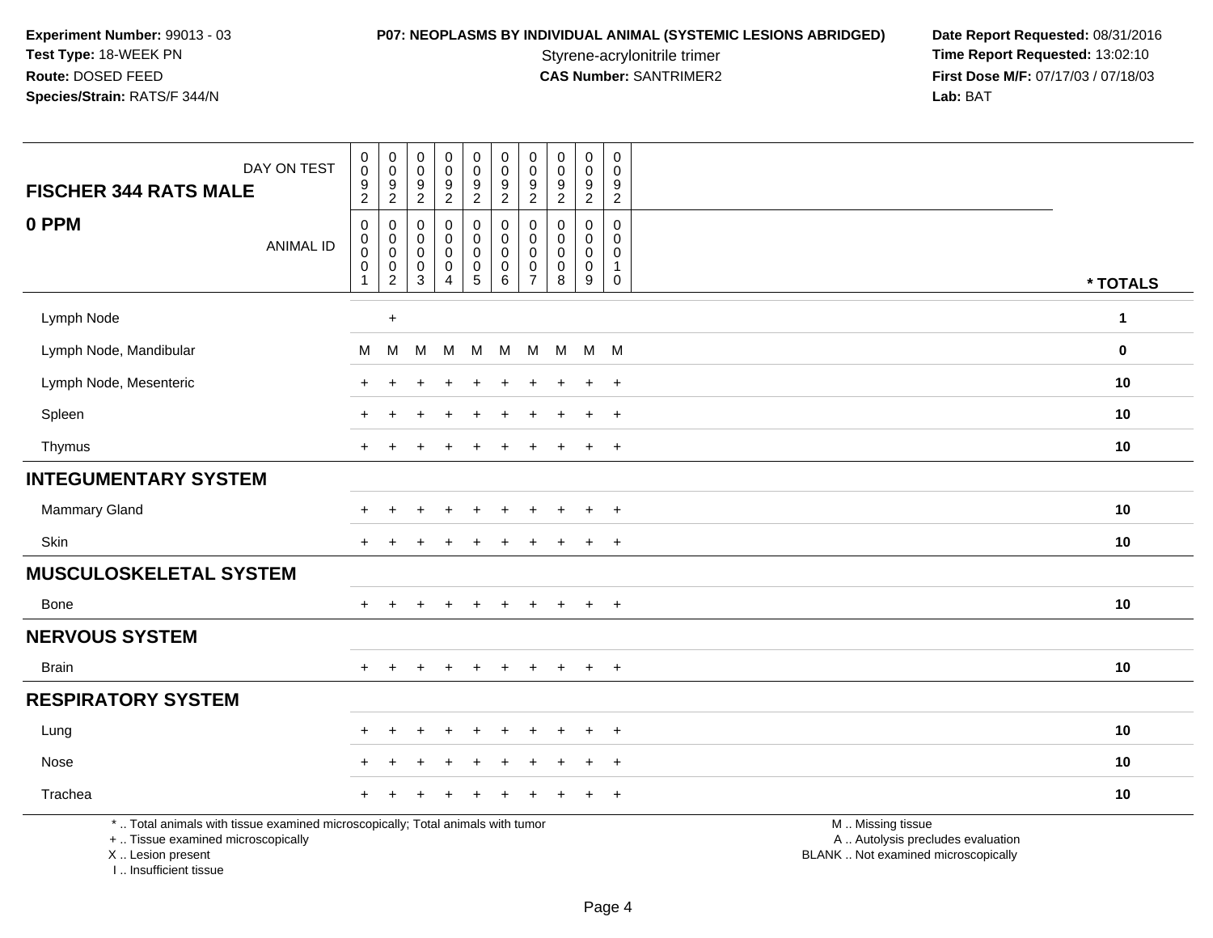**Experiment Number:** 99013 - 03
**Test Type:** 18-WEEK PN
**Route:** DOSED FEED
**Species/Strain:** RATS/F 344/N

**P07: NEOPLASMS BY INDIVIDUAL ANIMAL (SYSTEMIC LESIONS ABRIDGED)**
Styrene-acrylonitrile trimer
**CAS Number:** SANTRIMER2

**Date Report Requested:** 08/31/2016
**Time Report Requested:** 13:02:10
**First Dose M/F:** 07/17/03 / 07/18/03
**Lab:** BAT

| FISCHER 344 RATS MALE — DAY ON TEST | 0092 | 0092 | 0092 | 0092 | 0092 | 0092 | 0092 | 0092 | 0092 | 0092 | |
|---|---|---|---|---|---|---|---|---|---|---|---|
| **0 PPM** — ANIMAL ID | 00001 | 00002 | 00003 | 00004 | 00005 | 00006 | 00007 | 00008 | 00009 | 00010 | * TOTALS |
| Lymph Node | | + | | | | | | | | | 1 |
| Lymph Node, Mandibular | M | M | M | M | M | M | M | M | M | M | 0 |
| Lymph Node, Mesenteric | + | + | + | + | + | + | + | + | + | + | 10 |
| Spleen | + | + | + | + | + | + | + | + | + | + | 10 |
| Thymus | + | + | + | + | + | + | + | + | + | + | 10 |
| **INTEGUMENTARY SYSTEM** | | | | | | | | | | | |
| Mammary Gland | + | + | + | + | + | + | + | + | + | + | 10 |
| Skin | + | + | + | + | + | + | + | + | + | + | 10 |
| **MUSCULOSKELETAL SYSTEM** | | | | | | | | | | | |
| Bone | + | + | + | + | + | + | + | + | + | + | 10 |
| **NERVOUS SYSTEM** | | | | | | | | | | | |
| Brain | + | + | + | + | + | + | + | + | + | + | 10 |
| **RESPIRATORY SYSTEM** | | | | | | | | | | | |
| Lung | + | + | + | + | + | + | + | + | + | + | 10 |
| Nose | + | + | + | + | + | + | + | + | + | + | 10 |
| Trachea | + | + | + | + | + | + | + | + | + | + | 10 |

* .. Total animals with tissue examined microscopically; Total animals with tumor
+ .. Tissue examined microscopically
X .. Lesion present
I .. Insufficient tissue

M .. Missing tissue
A .. Autolysis precludes evaluation
BLANK .. Not examined microscopically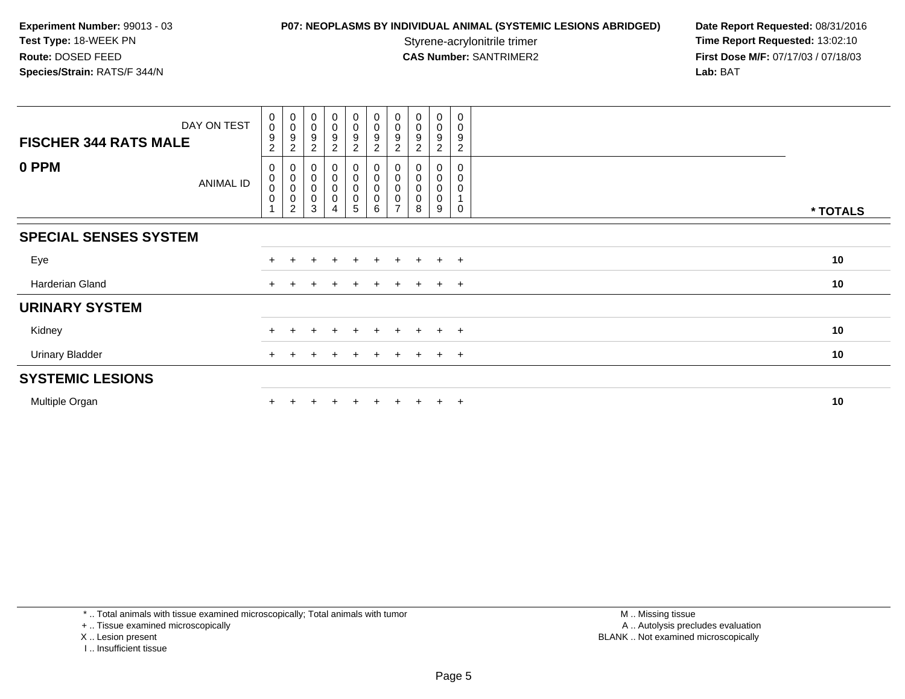**Experiment Number:** 99013 - 03
**Test Type:** 18-WEEK PN
**Route:** DOSED FEED
**Species/Strain:** RATS/F 344/N

**P07: NEOPLASMS BY INDIVIDUAL ANIMAL (SYSTEMIC LESIONS ABRIDGED)**
Styrene-acrylonitrile trimer
**CAS Number:** SANTRIMER2

**Date Report Requested:** 08/31/2016
**Time Report Requested:** 13:02:10
**First Dose M/F:** 07/17/03 / 07/18/03
**Lab:** BAT

| FISCHER 344 RATS MALE — DAY ON TEST | 0092 | 0092 | 0092 | 0092 | 0092 | 0092 | 0092 | 0092 | 0092 | 0092 | |
|---|---|---|---|---|---|---|---|---|---|---|---|
| **0 PPM** — ANIMAL ID | 00001 | 00002 | 00003 | 00004 | 00005 | 00006 | 00007 | 00008 | 00009 | 00010 | * TOTALS |
| **SPECIAL SENSES SYSTEM** | | | | | | | | | | | |
| Eye | + | + | + | + | + | + | + | + | + | + | 10 |
| Harderian Gland | + | + | + | + | + | + | + | + | + | + | 10 |
| **URINARY SYSTEM** | | | | | | | | | | | |
| Kidney | + | + | + | + | + | + | + | + | + | + | 10 |
| Urinary Bladder | + | + | + | + | + | + | + | + | + | + | 10 |
| **SYSTEMIC LESIONS** | | | | | | | | | | | |
| Multiple Organ | + | + | + | + | + | + | + | + | + | + | 10 |

* .. Total animals with tissue examined microscopically; Total animals with tumor
+ .. Tissue examined microscopically
X .. Lesion present
I .. Insufficient tissue

M .. Missing tissue
A .. Autolysis precludes evaluation
BLANK .. Not examined microscopically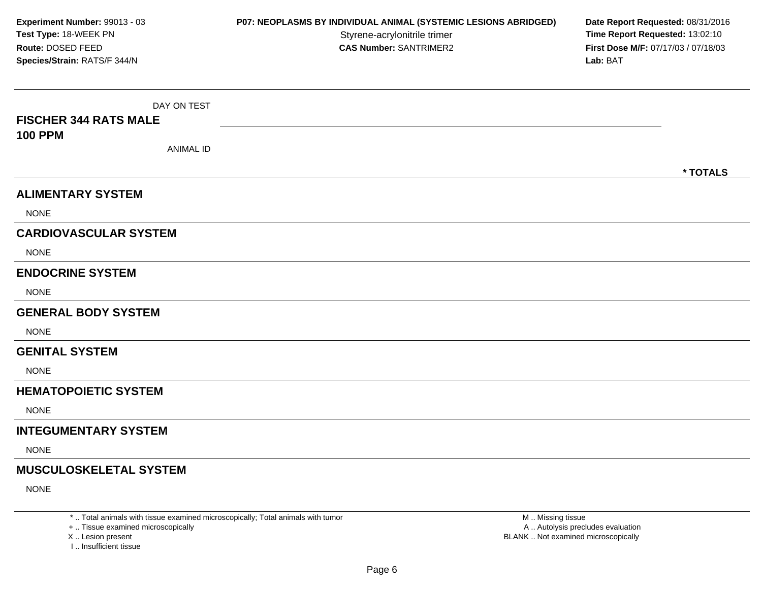**Experiment Number:** 99013 - 03
**Test Type:** 18-WEEK PN
**Route:** DOSED FEED
**Species/Strain:** RATS/F 344/N

**P07: NEOPLASMS BY INDIVIDUAL ANIMAL (SYSTEMIC LESIONS ABRIDGED)**
Styrene-acrylonitrile trimer
**CAS Number:** SANTRIMER2

**Date Report Requested:** 08/31/2016
**Time Report Requested:** 13:02:10
**First Dose M/F:** 07/17/03 / 07/18/03
**Lab:** BAT

| DAY ON TEST | |
|---|---|
| **FISCHER 344 RATS MALE** | |
| **100 PPM** | |
| ANIMAL ID | |
| | *** TOTALS** |

## ALIMENTARY SYSTEM

NONE

## CARDIOVASCULAR SYSTEM

NONE

## ENDOCRINE SYSTEM

NONE

## GENERAL BODY SYSTEM

NONE

## GENITAL SYSTEM

NONE

## HEMATOPOIETIC SYSTEM

NONE

## INTEGUMENTARY SYSTEM

NONE

## MUSCULOSKELETAL SYSTEM

NONE

* .. Total animals with tissue examined microscopically; Total animals with tumor
+ .. Tissue examined microscopically
X .. Lesion present
I .. Insufficient tissue

M .. Missing tissue
A .. Autolysis precludes evaluation
BLANK .. Not examined microscopically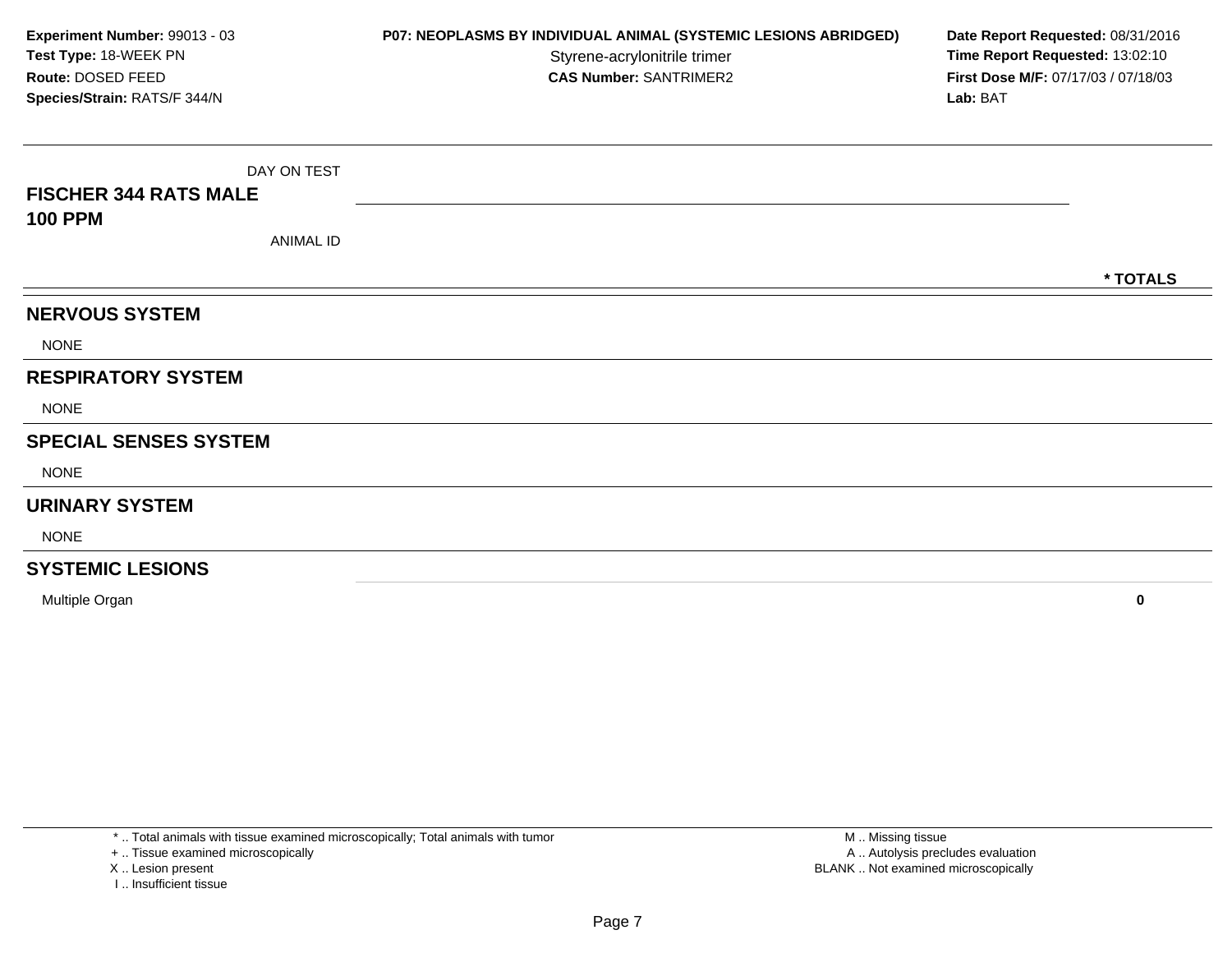**Experiment Number:** 99013 - 03
**Test Type:** 18-WEEK PN
**Route:** DOSED FEED
**Species/Strain:** RATS/F 344/N

**P07: NEOPLASMS BY INDIVIDUAL ANIMAL (SYSTEMIC LESIONS ABRIDGED)**
Styrene-acrylonitrile trimer
**CAS Number:** SANTRIMER2

**Date Report Requested:** 08/31/2016
**Time Report Requested:** 13:02:10
**First Dose M/F:** 07/17/03 / 07/18/03
**Lab:** BAT

| DAY ON TEST<br>**FISCHER 344 RATS MALE**<br>**100 PPM**<br>ANIMAL ID | **\* TOTALS** |
|---|---|
| **NERVOUS SYSTEM** | |
| NONE | |
| **RESPIRATORY SYSTEM** | |
| NONE | |
| **SPECIAL SENSES SYSTEM** | |
| NONE | |
| **URINARY SYSTEM** | |
| NONE | |
| **SYSTEMIC LESIONS** | |
| Multiple Organ | **0** |

\* .. Total animals with tissue examined microscopically; Total animals with tumor
\+ .. Tissue examined microscopically
X .. Lesion present
I .. Insufficient tissue

M .. Missing tissue
A .. Autolysis precludes evaluation
BLANK .. Not examined microscopically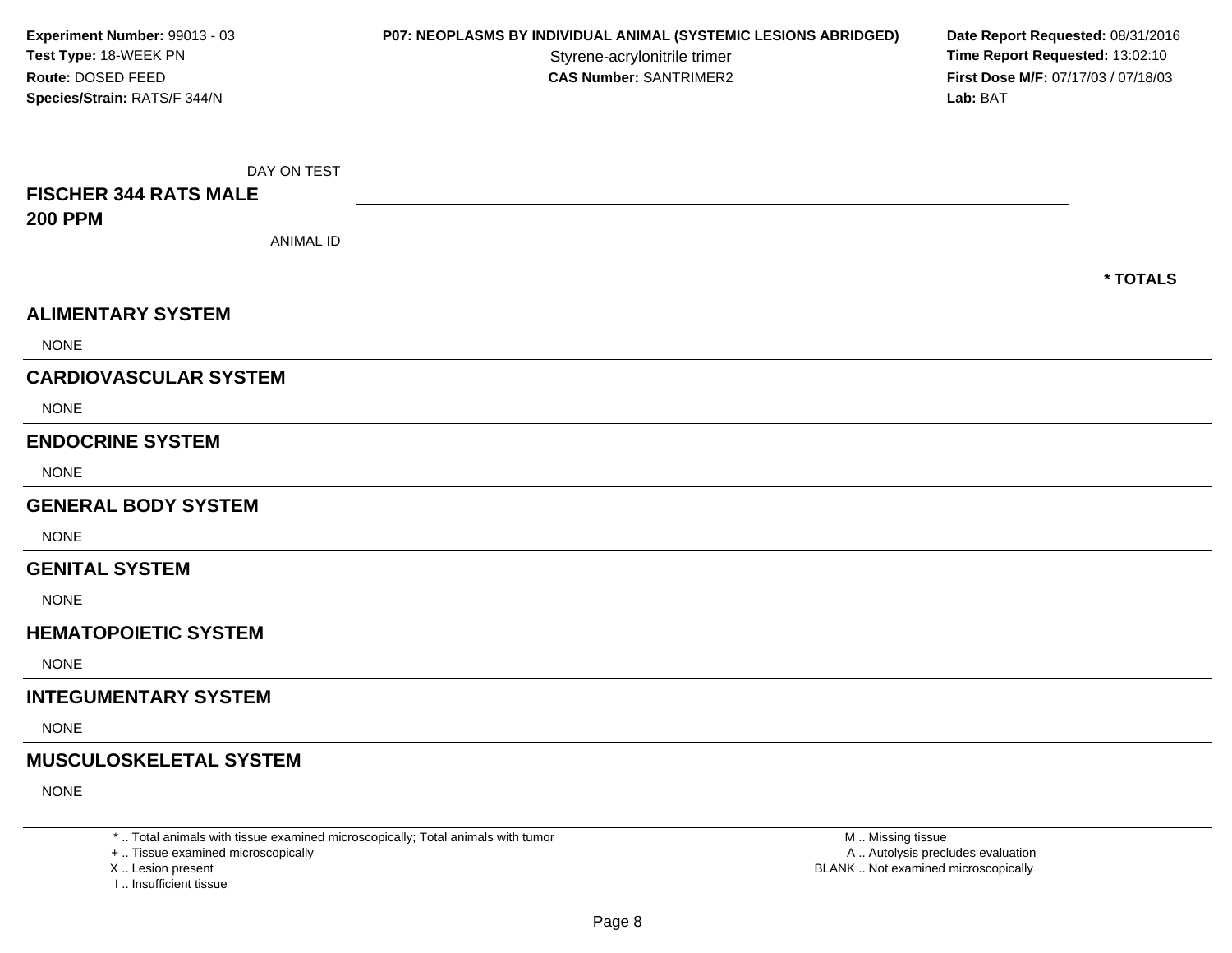**Experiment Number:** 99013 - 03
**Test Type:** 18-WEEK PN
**Route:** DOSED FEED
**Species/Strain:** RATS/F 344/N

**P07: NEOPLASMS BY INDIVIDUAL ANIMAL (SYSTEMIC LESIONS ABRIDGED)**
Styrene-acrylonitrile trimer
**CAS Number:** SANTRIMER2

**Date Report Requested:** 08/31/2016
**Time Report Requested:** 13:02:10
**First Dose M/F:** 07/17/03 / 07/18/03
**Lab:** BAT

DAY ON TEST

**FISCHER 344 RATS MALE**
**200 PPM**

ANIMAL ID

**\* TOTALS**

## ALIMENTARY SYSTEM

NONE

## CARDIOVASCULAR SYSTEM

NONE

## ENDOCRINE SYSTEM

NONE

## GENERAL BODY SYSTEM

NONE

## GENITAL SYSTEM

NONE

## HEMATOPOIETIC SYSTEM

NONE

## INTEGUMENTARY SYSTEM

NONE

## MUSCULOSKELETAL SYSTEM

NONE

---

\* .. Total animals with tissue examined microscopically; Total animals with tumor
\+ .. Tissue examined microscopically
X .. Lesion present
I .. Insufficient tissue

M .. Missing tissue
A .. Autolysis precludes evaluation
BLANK .. Not examined microscopically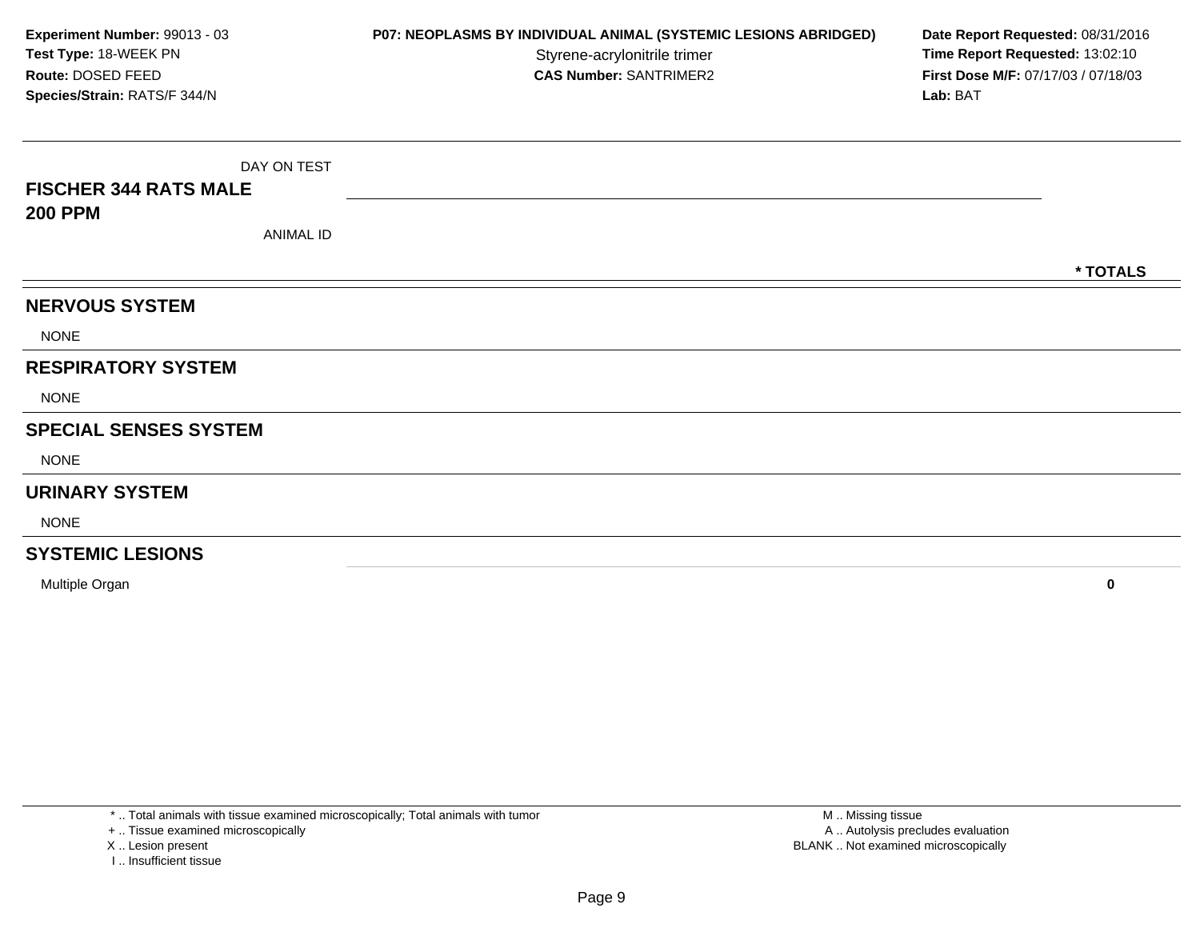**Experiment Number:** 99013 - 03
**Test Type:** 18-WEEK PN
**Route:** DOSED FEED
**Species/Strain:** RATS/F 344/N

**P07: NEOPLASMS BY INDIVIDUAL ANIMAL (SYSTEMIC LESIONS ABRIDGED)**
Styrene-acrylonitrile trimer
**CAS Number:** SANTRIMER2

**Date Report Requested:** 08/31/2016
**Time Report Requested:** 13:02:10
**First Dose M/F:** 07/17/03 / 07/18/03
**Lab:** BAT

| DAY ON TEST / **FISCHER 344 RATS MALE 200 PPM** / ANIMAL ID | * TOTALS |
|---|---|
| **NERVOUS SYSTEM** | |
| NONE | |
| **RESPIRATORY SYSTEM** | |
| NONE | |
| **SPECIAL SENSES SYSTEM** | |
| NONE | |
| **URINARY SYSTEM** | |
| NONE | |
| **SYSTEMIC LESIONS** | |
| Multiple Organ | **0** |

* .. Total animals with tissue examined microscopically; Total animals with tumor
+ .. Tissue examined microscopically
X .. Lesion present
I .. Insufficient tissue

M .. Missing tissue
A .. Autolysis precludes evaluation
BLANK .. Not examined microscopically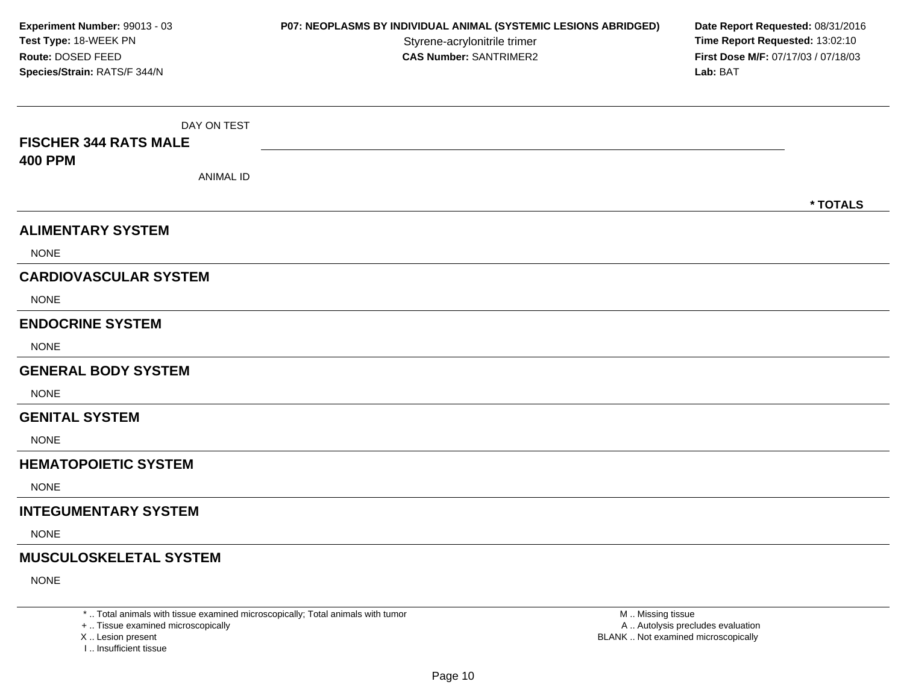**Experiment Number:** 99013 - 03
**Test Type:** 18-WEEK PN
**Route:** DOSED FEED
**Species/Strain:** RATS/F 344/N

**P07: NEOPLASMS BY INDIVIDUAL ANIMAL (SYSTEMIC LESIONS ABRIDGED)**
Styrene-acrylonitrile trimer
**CAS Number:** SANTRIMER2

**Date Report Requested:** 08/31/2016
**Time Report Requested:** 13:02:10
**First Dose M/F:** 07/17/03 / 07/18/03
**Lab:** BAT

DAY ON TEST

**FISCHER 344 RATS MALE**
**400 PPM**

ANIMAL ID

**\* TOTALS**

## ALIMENTARY SYSTEM

NONE

## CARDIOVASCULAR SYSTEM

NONE

## ENDOCRINE SYSTEM

NONE

## GENERAL BODY SYSTEM

NONE

## GENITAL SYSTEM

NONE

## HEMATOPOIETIC SYSTEM

NONE

## INTEGUMENTARY SYSTEM

NONE

## MUSCULOSKELETAL SYSTEM

NONE

\* .. Total animals with tissue examined microscopically; Total animals with tumor
+ .. Tissue examined microscopically
X .. Lesion present
I .. Insufficient tissue

M .. Missing tissue
A .. Autolysis precludes evaluation
BLANK .. Not examined microscopically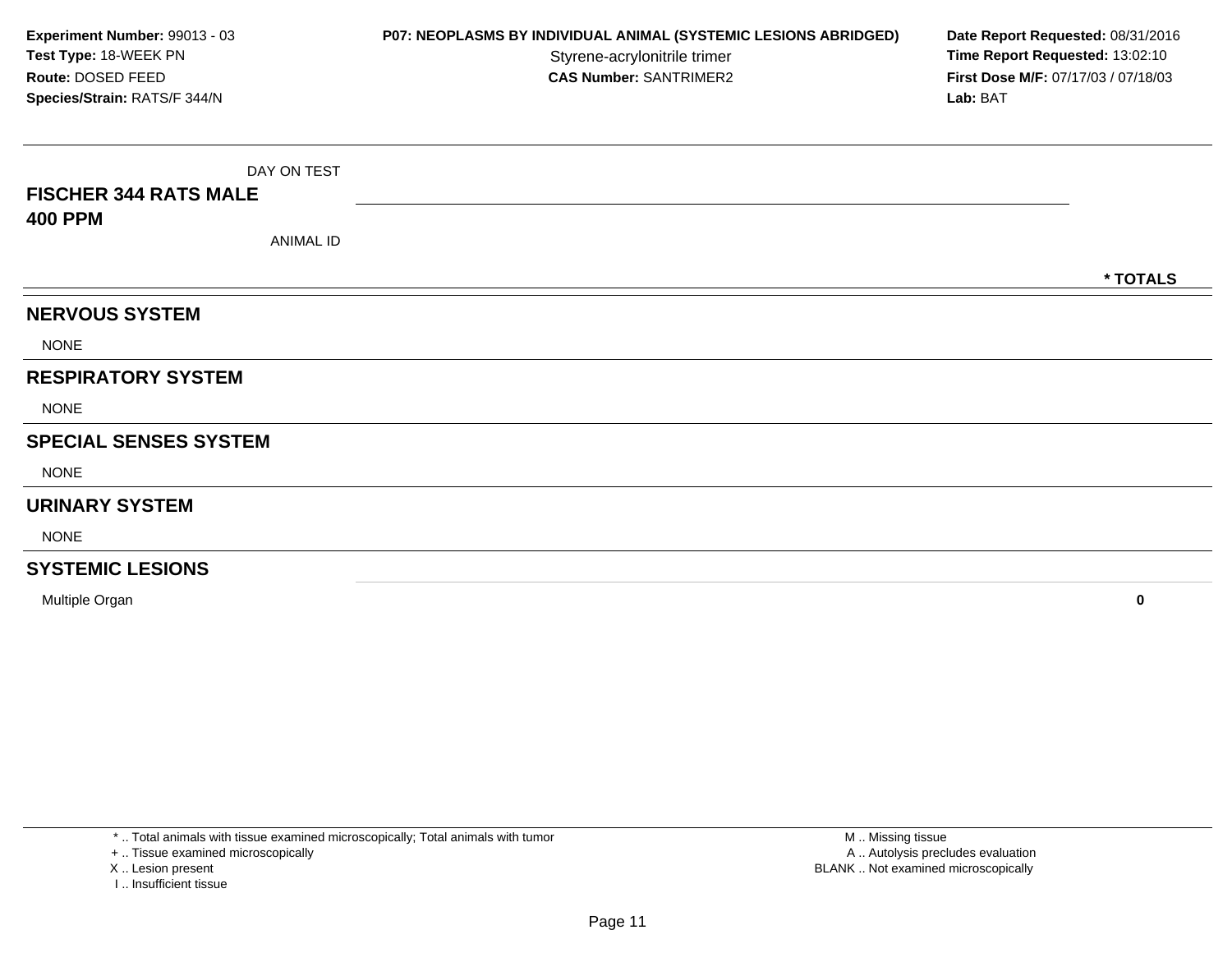**Experiment Number:** 99013 - 03
**Test Type:** 18-WEEK PN
**Route:** DOSED FEED
**Species/Strain:** RATS/F 344/N

**P07: NEOPLASMS BY INDIVIDUAL ANIMAL (SYSTEMIC LESIONS ABRIDGED)**
Styrene-acrylonitrile trimer
**CAS Number:** SANTRIMER2

**Date Report Requested:** 08/31/2016
**Time Report Requested:** 13:02:10
**First Dose M/F:** 07/17/03 / 07/18/03
**Lab:** BAT

| DAY ON TEST<br>**FISCHER 344 RATS MALE**<br>**400 PPM**<br>ANIMAL ID | | **\* TOTALS** |
|---|---|---|
| **NERVOUS SYSTEM** | | |
| NONE | | |
| **RESPIRATORY SYSTEM** | | |
| NONE | | |
| **SPECIAL SENSES SYSTEM** | | |
| NONE | | |
| **URINARY SYSTEM** | | |
| NONE | | |
| **SYSTEMIC LESIONS** | | |
| Multiple Organ | | **0** |

\* .. Total animals with tissue examined microscopically; Total animals with tumor
\+ .. Tissue examined microscopically
X .. Lesion present
I .. Insufficient tissue

M .. Missing tissue
A .. Autolysis precludes evaluation
BLANK .. Not examined microscopically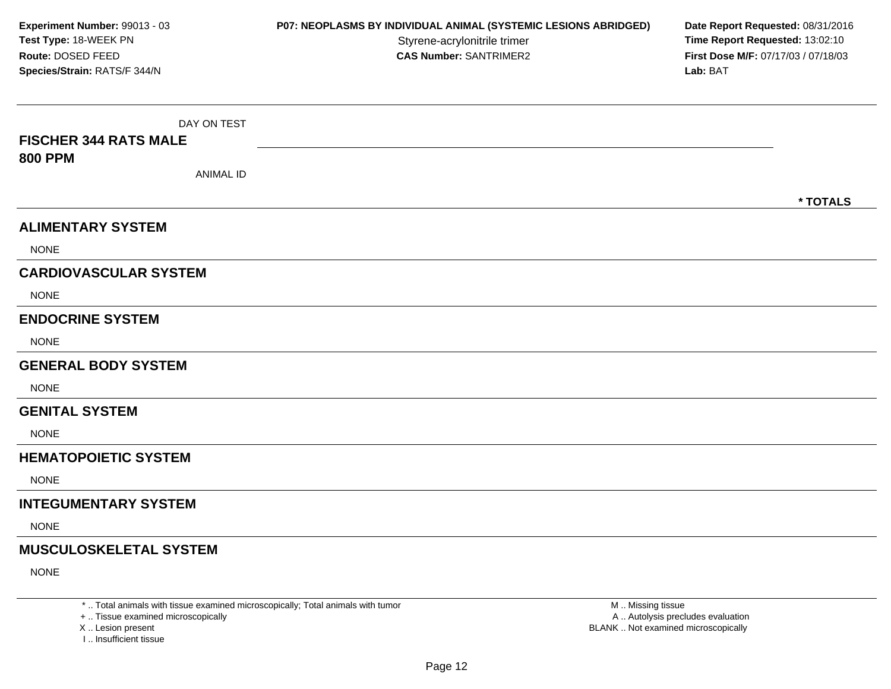**Experiment Number:** 99013 - 03
**Test Type:** 18-WEEK PN
**Route:** DOSED FEED
**Species/Strain:** RATS/F 344/N

**P07: NEOPLASMS BY INDIVIDUAL ANIMAL (SYSTEMIC LESIONS ABRIDGED)**
Styrene-acrylonitrile trimer
**CAS Number:** SANTRIMER2

**Date Report Requested:** 08/31/2016
**Time Report Requested:** 13:02:10
**First Dose M/F:** 07/17/03 / 07/18/03
**Lab:** BAT

| DAY ON TEST | |
|---|---|
| **FISCHER 344 RATS MALE** | |
| **800 PPM** | |
| ANIMAL ID | **\* TOTALS** |

## ALIMENTARY SYSTEM

NONE

## CARDIOVASCULAR SYSTEM

NONE

## ENDOCRINE SYSTEM

NONE

## GENERAL BODY SYSTEM

NONE

## GENITAL SYSTEM

NONE

## HEMATOPOIETIC SYSTEM

NONE

## INTEGUMENTARY SYSTEM

NONE

## MUSCULOSKELETAL SYSTEM

NONE

\* .. Total animals with tissue examined microscopically; Total animals with tumor
\+ .. Tissue examined microscopically
X .. Lesion present
I .. Insufficient tissue

M .. Missing tissue
A .. Autolysis precludes evaluation
BLANK .. Not examined microscopically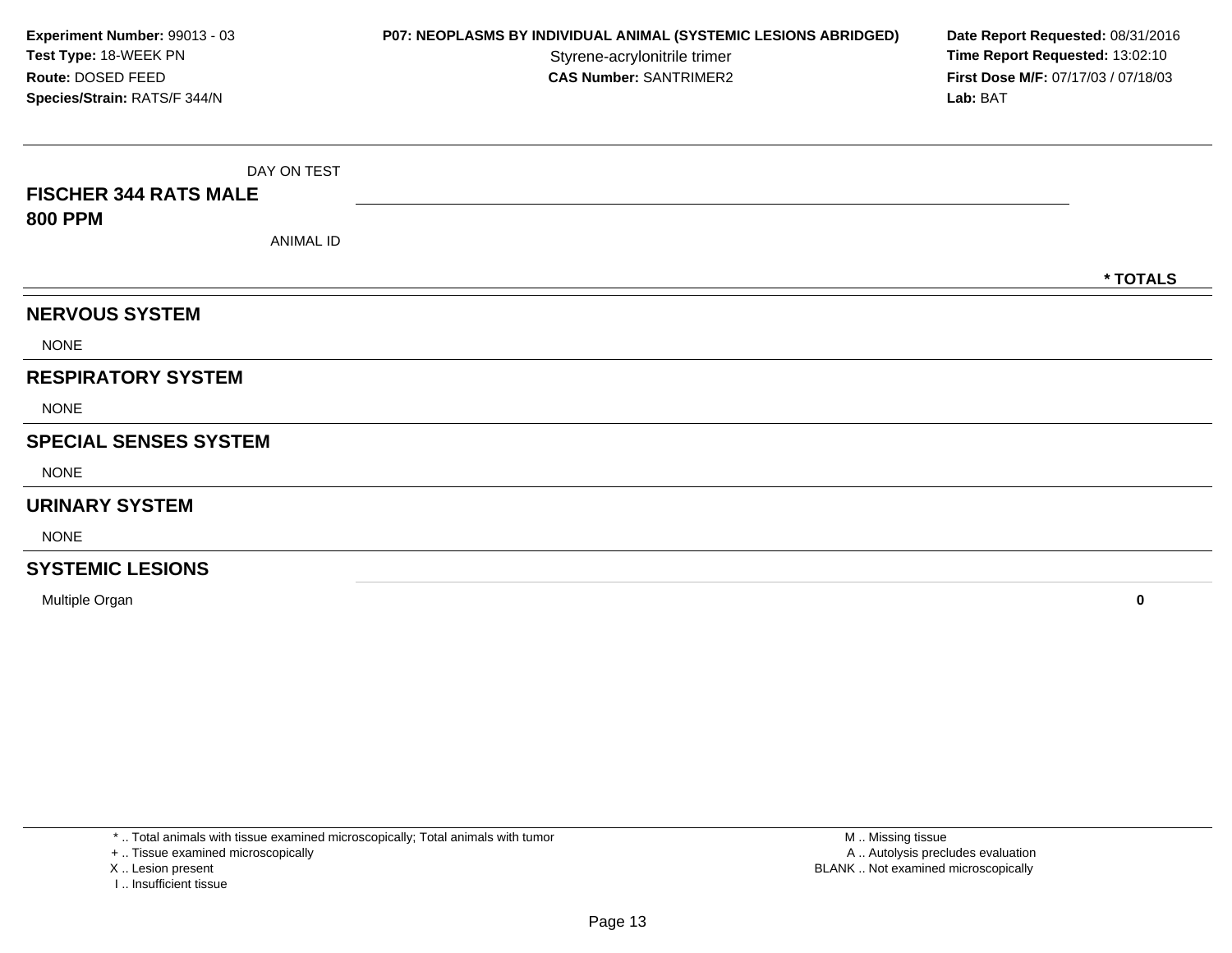**Experiment Number:** 99013 - 03
**Test Type:** 18-WEEK PN
**Route:** DOSED FEED
**Species/Strain:** RATS/F 344/N

**P07: NEOPLASMS BY INDIVIDUAL ANIMAL (SYSTEMIC LESIONS ABRIDGED)**
Styrene-acrylonitrile trimer
**CAS Number:** SANTRIMER2

**Date Report Requested:** 08/31/2016
**Time Report Requested:** 13:02:10
**First Dose M/F:** 07/17/03 / 07/18/03
**Lab:** BAT

| DAY ON TEST<br>**FISCHER 344 RATS MALE**<br>**800 PPM**<br>ANIMAL ID | * TOTALS |
|---|---|
| **NERVOUS SYSTEM** | |
| NONE | |
| **RESPIRATORY SYSTEM** | |
| NONE | |
| **SPECIAL SENSES SYSTEM** | |
| NONE | |
| **URINARY SYSTEM** | |
| NONE | |
| **SYSTEMIC LESIONS** | |
| Multiple Organ | **0** |

\* .. Total animals with tissue examined microscopically; Total animals with tumor
\+ .. Tissue examined microscopically
X .. Lesion present
I .. Insufficient tissue

M .. Missing tissue
A .. Autolysis precludes evaluation
BLANK .. Not examined microscopically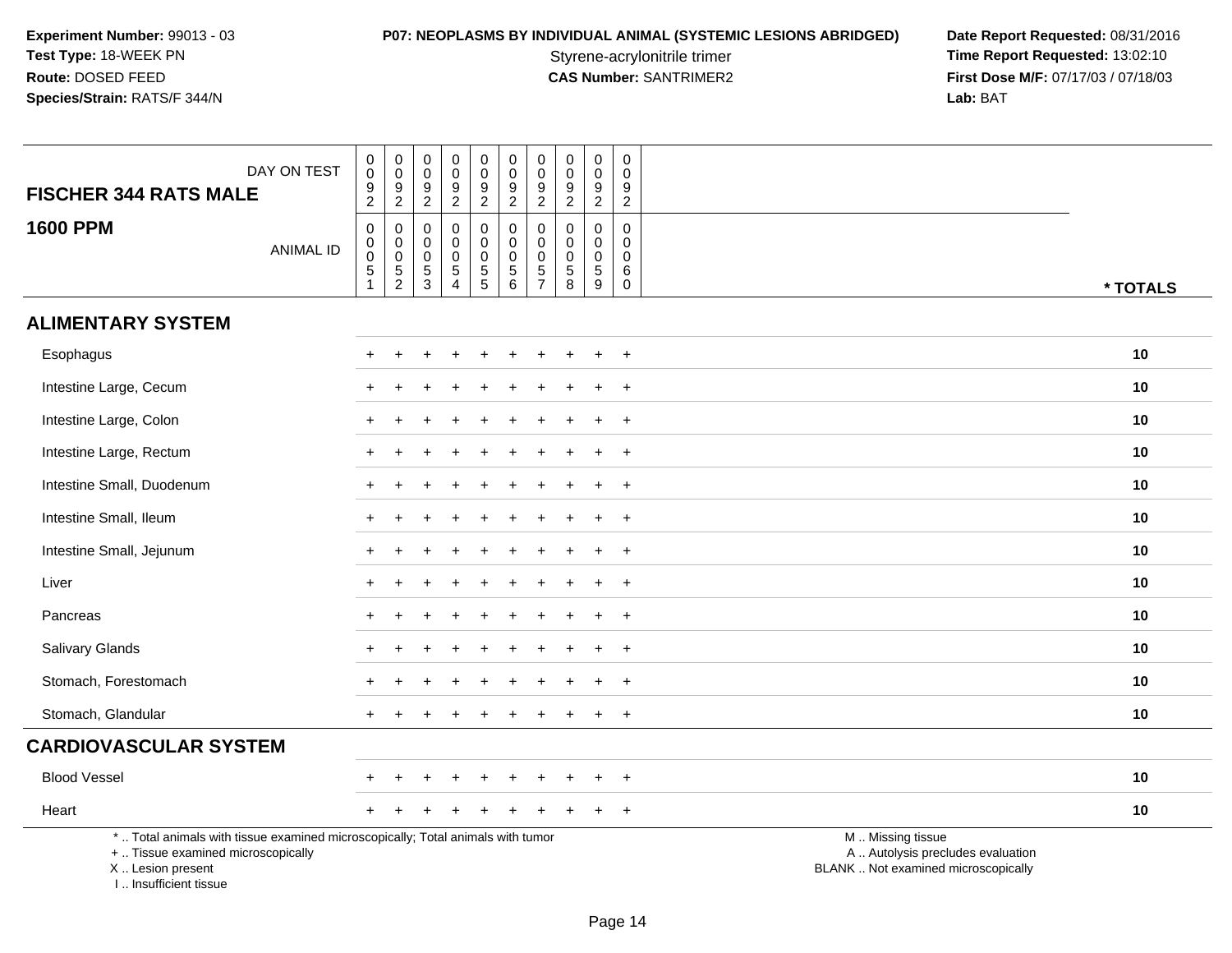**Experiment Number:** 99013 - 03
**Test Type:** 18-WEEK PN
**Route:** DOSED FEED
**Species/Strain:** RATS/F 344/N

**P07: NEOPLASMS BY INDIVIDUAL ANIMAL (SYSTEMIC LESIONS ABRIDGED)**
Styrene-acrylonitrile trimer
**CAS Number:** SANTRIMER2

**Date Report Requested:** 08/31/2016
**Time Report Requested:** 13:02:10
**First Dose M/F:** 07/17/03 / 07/18/03
**Lab:** BAT

| FISCHER 344 RATS MALE — DAY ON TEST | 0092 | 0092 | 0092 | 0092 | 0092 | 0092 | 0092 | 0092 | 0092 | 0092 | |
|---|---|---|---|---|---|---|---|---|---|---|---|
| **1600 PPM** — ANIMAL ID | 00051 | 00052 | 00053 | 00054 | 00055 | 00056 | 00057 | 00058 | 00059 | 00060 | *** TOTALS** |
| **ALIMENTARY SYSTEM** | | | | | | | | | | | |
| Esophagus | + | + | + | + | + | + | + | + | + | + | **10** |
| Intestine Large, Cecum | + | + | + | + | + | + | + | + | + | + | **10** |
| Intestine Large, Colon | + | + | + | + | + | + | + | + | + | + | **10** |
| Intestine Large, Rectum | + | + | + | + | + | + | + | + | + | + | **10** |
| Intestine Small, Duodenum | + | + | + | + | + | + | + | + | + | + | **10** |
| Intestine Small, Ileum | + | + | + | + | + | + | + | + | + | + | **10** |
| Intestine Small, Jejunum | + | + | + | + | + | + | + | + | + | + | **10** |
| Liver | + | + | + | + | + | + | + | + | + | + | **10** |
| Pancreas | + | + | + | + | + | + | + | + | + | + | **10** |
| Salivary Glands | + | + | + | + | + | + | + | + | + | + | **10** |
| Stomach, Forestomach | + | + | + | + | + | + | + | + | + | + | **10** |
| Stomach, Glandular | + | + | + | + | + | + | + | + | + | + | **10** |
| **CARDIOVASCULAR SYSTEM** | | | | | | | | | | | |
| Blood Vessel | + | + | + | + | + | + | + | + | + | + | **10** |
| Heart | + | + | + | + | + | + | + | + | + | + | **10** |

* .. Total animals with tissue examined microscopically; Total animals with tumor
+ .. Tissue examined microscopically
X .. Lesion present
I .. Insufficient tissue

M .. Missing tissue
A .. Autolysis precludes evaluation
BLANK .. Not examined microscopically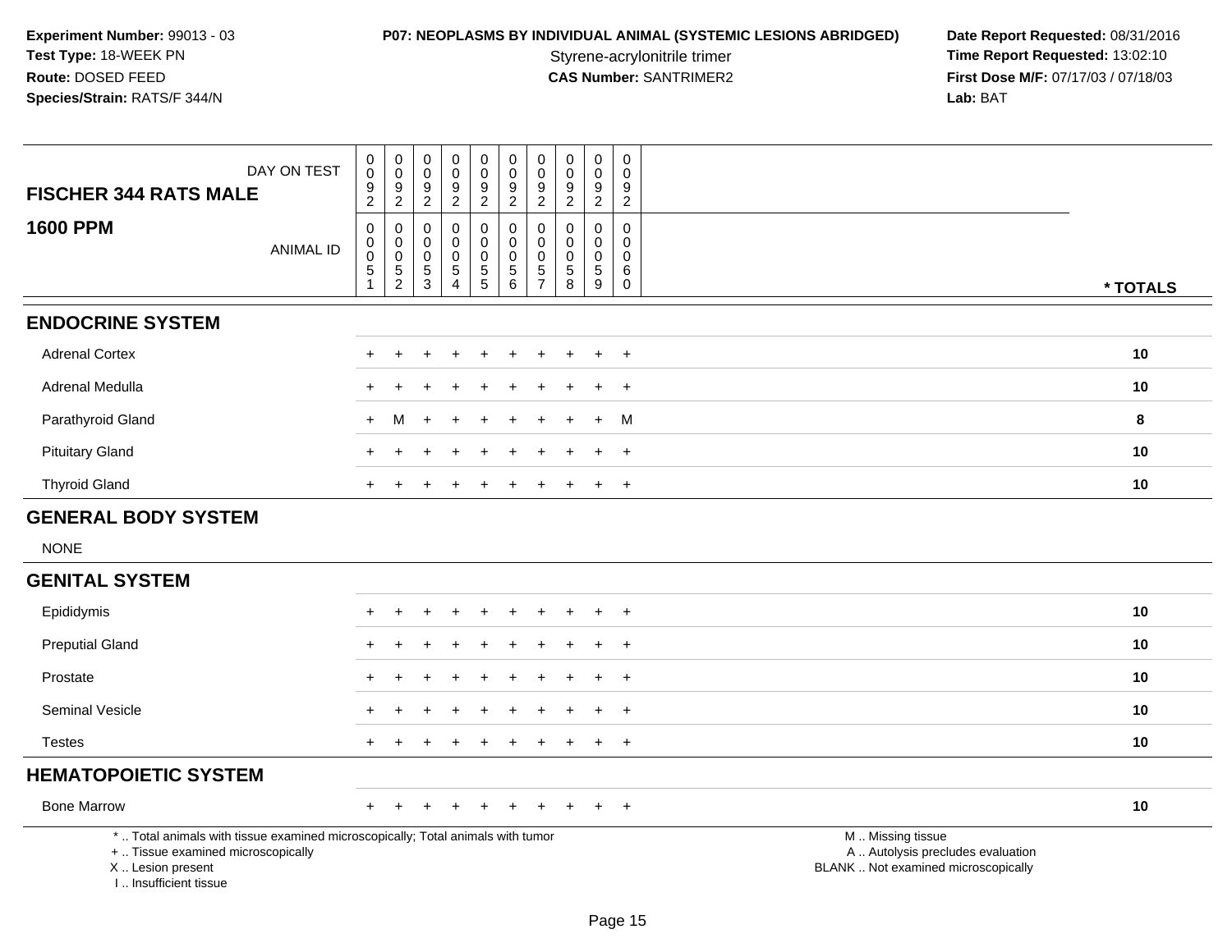**Experiment Number:** 99013 - 03
**Test Type:** 18-WEEK PN
**Route:** DOSED FEED
**Species/Strain:** RATS/F 344/N

**P07: NEOPLASMS BY INDIVIDUAL ANIMAL (SYSTEMIC LESIONS ABRIDGED)**
Styrene-acrylonitrile trimer
**CAS Number:** SANTRIMER2

**Date Report Requested:** 08/31/2016
**Time Report Requested:** 13:02:10
**First Dose M/F:** 07/17/03 / 07/18/03
**Lab:** BAT

| FISCHER 344 RATS MALE — DAY ON TEST | 0092 | 0092 | 0092 | 0092 | 0092 | 0092 | 0092 | 0092 | 0092 | 0092 | |
|---|---|---|---|---|---|---|---|---|---|---|---|
| **1600 PPM** — ANIMAL ID | 00051 | 00052 | 00053 | 00054 | 00055 | 00056 | 00057 | 00058 | 00059 | 00060 | * TOTALS |
| **ENDOCRINE SYSTEM** | | | | | | | | | | | |
| Adrenal Cortex | + | + | + | + | + | + | + | + | + | + | 10 |
| Adrenal Medulla | + | + | + | + | + | + | + | + | + | + | 10 |
| Parathyroid Gland | + | M | + | + | + | + | + | + | + | M | 8 |
| Pituitary Gland | + | + | + | + | + | + | + | + | + | + | 10 |
| Thyroid Gland | + | + | + | + | + | + | + | + | + | + | 10 |
| **GENERAL BODY SYSTEM** | | | | | | | | | | | |
| NONE | | | | | | | | | | | |
| **GENITAL SYSTEM** | | | | | | | | | | | |
| Epididymis | + | + | + | + | + | + | + | + | + | + | 10 |
| Preputial Gland | + | + | + | + | + | + | + | + | + | + | 10 |
| Prostate | + | + | + | + | + | + | + | + | + | + | 10 |
| Seminal Vesicle | + | + | + | + | + | + | + | + | + | + | 10 |
| Testes | + | + | + | + | + | + | + | + | + | + | 10 |
| **HEMATOPOIETIC SYSTEM** | | | | | | | | | | | |
| Bone Marrow | + | + | + | + | + | + | + | + | + | + | 10 |

* .. Total animals with tissue examined microscopically; Total animals with tumor
+ .. Tissue examined microscopically
X .. Lesion present
I .. Insufficient tissue

M .. Missing tissue
A .. Autolysis precludes evaluation
BLANK .. Not examined microscopically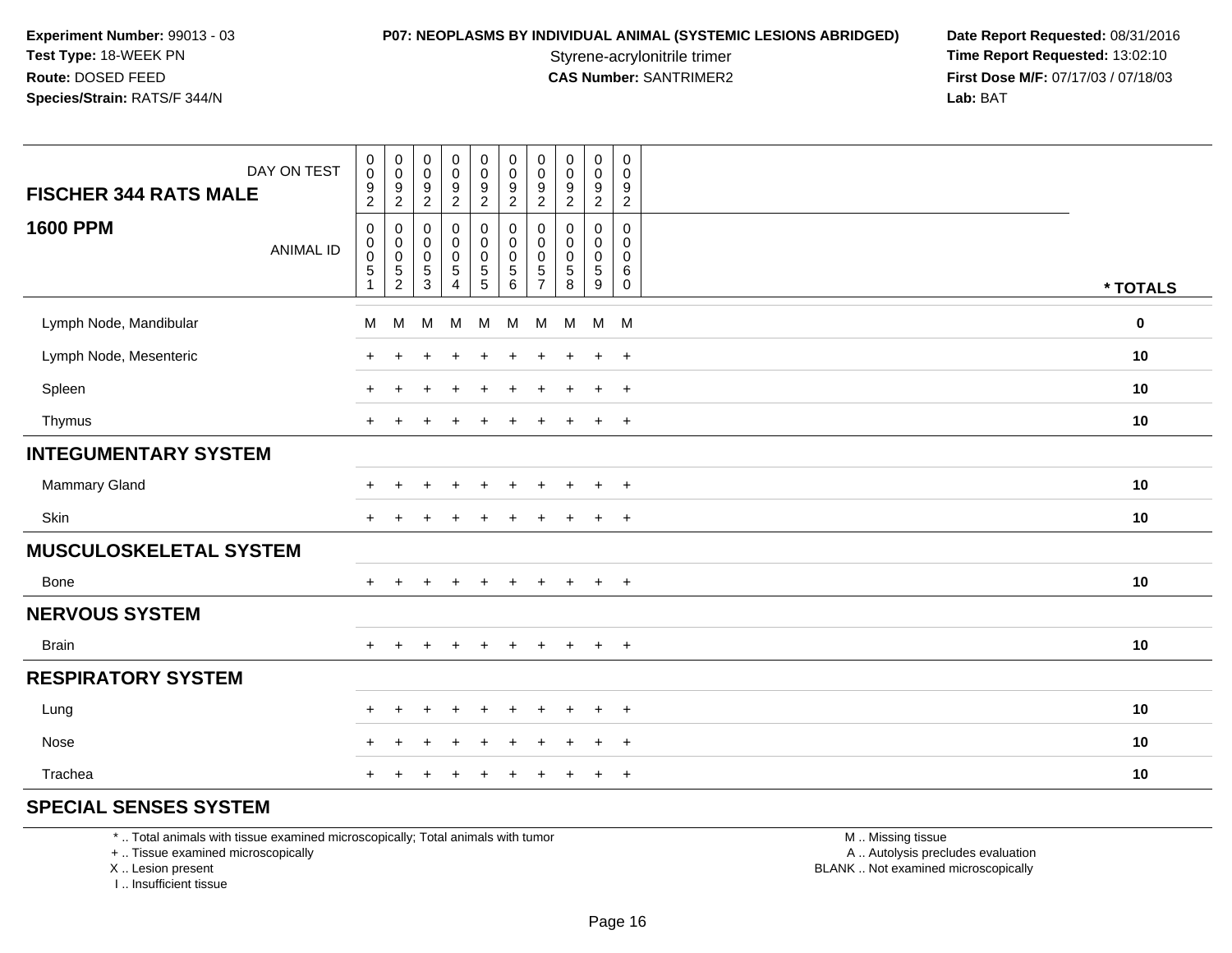**Experiment Number:** 99013 - 03
**Test Type:** 18-WEEK PN
**Route:** DOSED FEED
**Species/Strain:** RATS/F 344/N

**P07: NEOPLASMS BY INDIVIDUAL ANIMAL (SYSTEMIC LESIONS ABRIDGED)**
Styrene-acrylonitrile trimer
**CAS Number:** SANTRIMER2

**Date Report Requested:** 08/31/2016
**Time Report Requested:** 13:02:10
**First Dose M/F:** 07/17/03 / 07/18/03
**Lab:** BAT

| FISCHER 344 RATS MALE — 1600 PPM | | | | | | | | | | | |
|---|---|---|---|---|---|---|---|---|---|---|---|
| DAY ON TEST | 0092 | 0092 | 0092 | 0092 | 0092 | 0092 | 0092 | 0092 | 0092 | 0092 | |
| ANIMAL ID | 00051 | 00052 | 00053 | 00054 | 00055 | 00056 | 00057 | 00058 | 00059 | 00060 | * TOTALS |
| Lymph Node, Mandibular | M | M | M | M | M | M | M | M | M | M | 0 |
| Lymph Node, Mesenteric | + | + | + | + | + | + | + | + | + | + | 10 |
| Spleen | + | + | + | + | + | + | + | + | + | + | 10 |
| Thymus | + | + | + | + | + | + | + | + | + | + | 10 |
| **INTEGUMENTARY SYSTEM** | | | | | | | | | | | |
| Mammary Gland | + | + | + | + | + | + | + | + | + | + | 10 |
| Skin | + | + | + | + | + | + | + | + | + | + | 10 |
| **MUSCULOSKELETAL SYSTEM** | | | | | | | | | | | |
| Bone | + | + | + | + | + | + | + | + | + | + | 10 |
| **NERVOUS SYSTEM** | | | | | | | | | | | |
| Brain | + | + | + | + | + | + | + | + | + | + | 10 |
| **RESPIRATORY SYSTEM** | | | | | | | | | | | |
| Lung | + | + | + | + | + | + | + | + | + | + | 10 |
| Nose | + | + | + | + | + | + | + | + | + | + | 10 |
| Trachea | + | + | + | + | + | + | + | + | + | + | 10 |
| **SPECIAL SENSES SYSTEM** | | | | | | | | | | | |

\* .. Total animals with tissue examined microscopically; Total animals with tumor
+ .. Tissue examined microscopically
X .. Lesion present
I .. Insufficient tissue

M .. Missing tissue
A .. Autolysis precludes evaluation
BLANK .. Not examined microscopically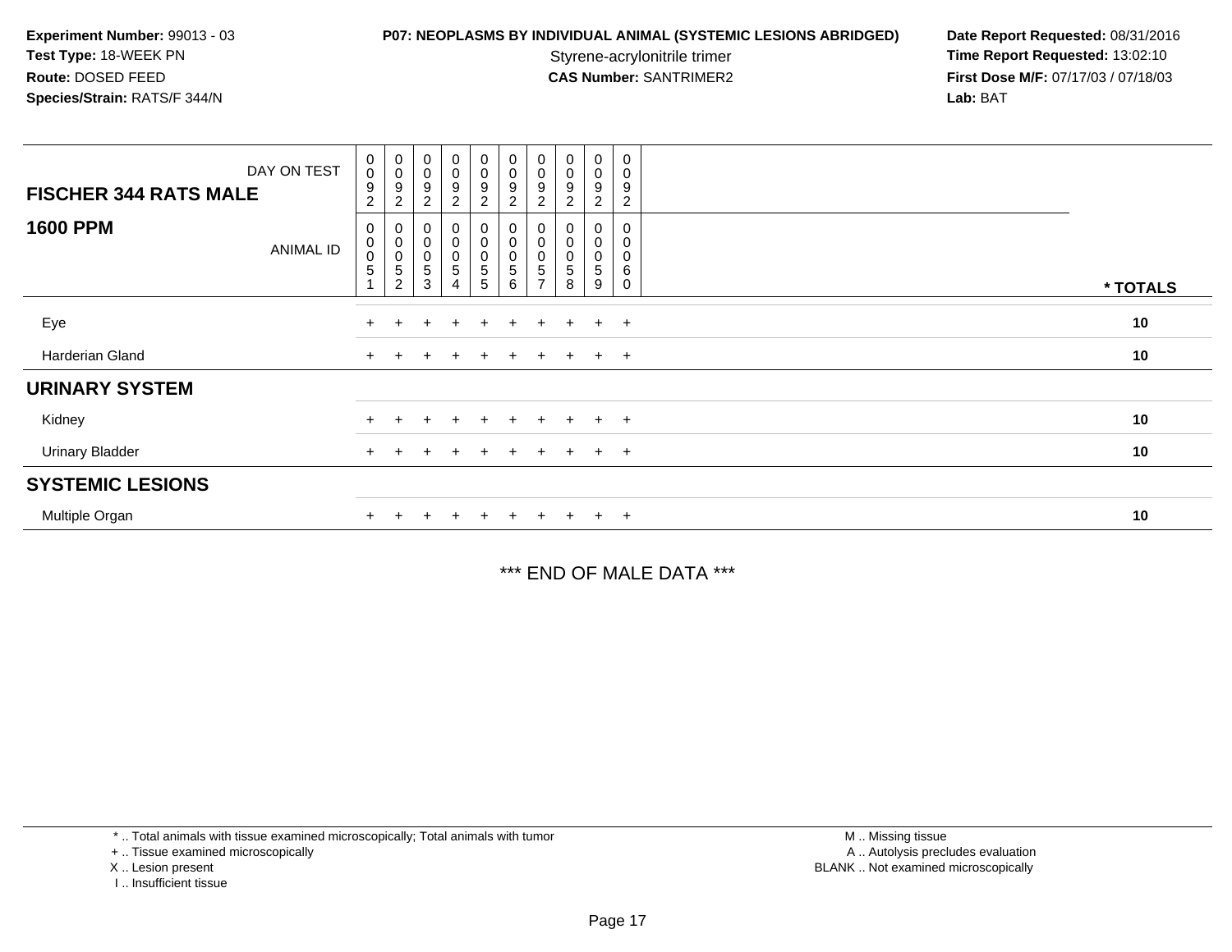**Experiment Number:** 99013 - 03
**Test Type:** 18-WEEK PN
**Route:** DOSED FEED
**Species/Strain:** RATS/F 344/N

**P07: NEOPLASMS BY INDIVIDUAL ANIMAL (SYSTEMIC LESIONS ABRIDGED)**
Styrene-acrylonitrile trimer
**CAS Number:** SANTRIMER2

**Date Report Requested:** 08/31/2016
**Time Report Requested:** 13:02:10
**First Dose M/F:** 07/17/03 / 07/18/03
**Lab:** BAT

| FISCHER 344 RATS MALE — DAY ON TEST | 0092 | 0092 | 0092 | 0092 | 0092 | 0092 | 0092 | 0092 | 0092 | 0092 | |
|---|---|---|---|---|---|---|---|---|---|---|---|
| **1600 PPM** — ANIMAL ID | 00051 | 00052 | 00053 | 00054 | 00055 | 00056 | 00057 | 00058 | 00059 | 00060 | * TOTALS |
| Eye | + | + | + | + | + | + | + | + | + | + | 10 |
| Harderian Gland | + | + | + | + | + | + | + | + | + | + | 10 |
| **URINARY SYSTEM** | | | | | | | | | | | |
| Kidney | + | + | + | + | + | + | + | + | + | + | 10 |
| Urinary Bladder | + | + | + | + | + | + | + | + | + | + | 10 |
| **SYSTEMIC LESIONS** | | | | | | | | | | | |
| Multiple Organ | + | + | + | + | + | + | + | + | + | + | 10 |

*** END OF MALE DATA ***

* .. Total animals with tissue examined microscopically; Total animals with tumor
+ .. Tissue examined microscopically
X .. Lesion present
I .. Insufficient tissue

M .. Missing tissue
A .. Autolysis precludes evaluation
BLANK .. Not examined microscopically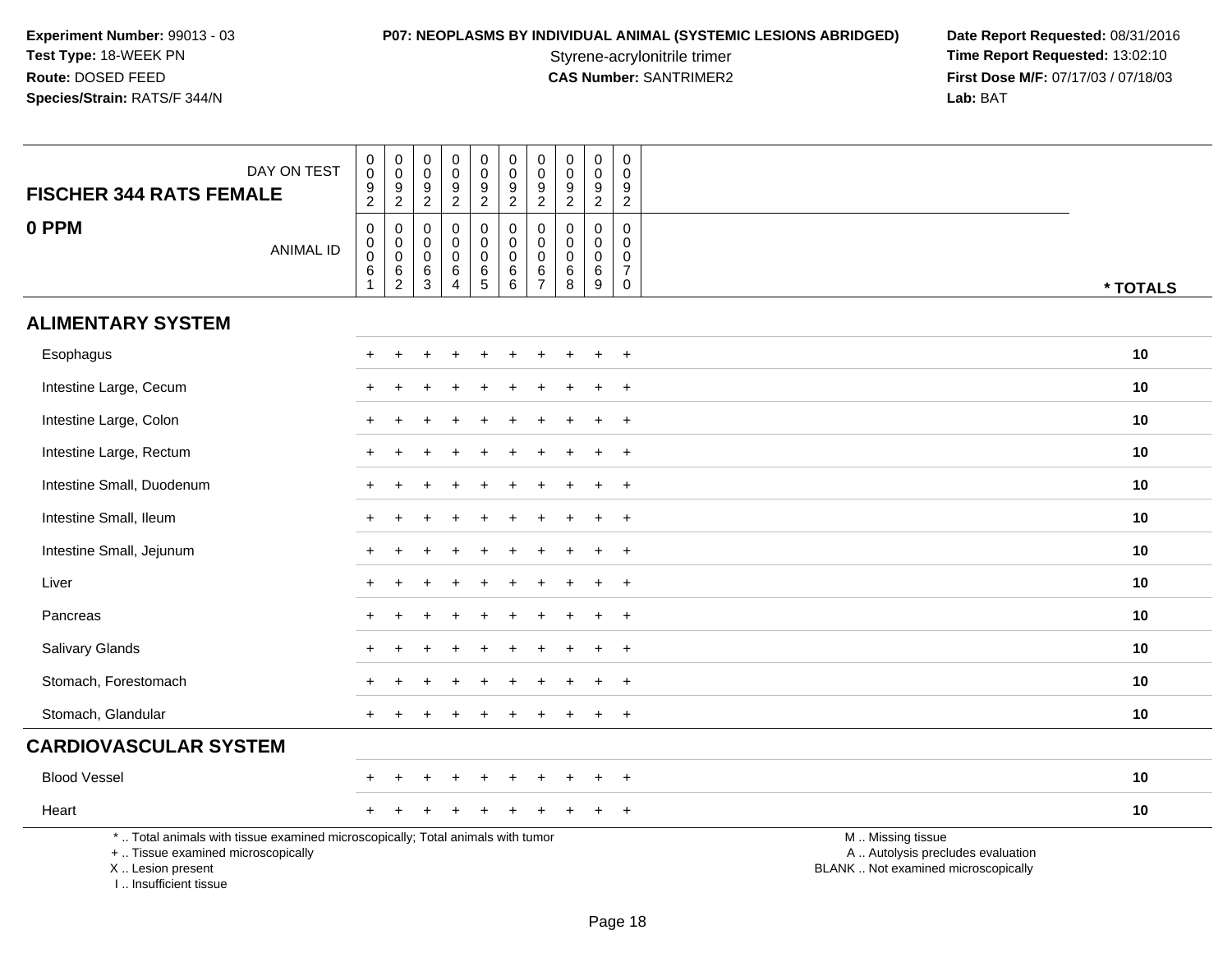**Experiment Number:** 99013 - 03
**Test Type:** 18-WEEK PN
**Route:** DOSED FEED
**Species/Strain:** RATS/F 344/N

**P07: NEOPLASMS BY INDIVIDUAL ANIMAL (SYSTEMIC LESIONS ABRIDGED)**
Styrene-acrylonitrile trimer
**CAS Number:** SANTRIMER2

**Date Report Requested:** 08/31/2016
**Time Report Requested:** 13:02:10
**First Dose M/F:** 07/17/03 / 07/18/03
**Lab:** BAT

| FISCHER 344 RATS FEMALE — DAY ON TEST | 0092 | 0092 | 0092 | 0092 | 0092 | 0092 | 0092 | 0092 | 0092 | 0092 | |
|---|---|---|---|---|---|---|---|---|---|---|---|
| **0 PPM** — ANIMAL ID | 00061 | 00062 | 00063 | 00064 | 00065 | 00066 | 00067 | 00068 | 00069 | 00070 | * TOTALS |
| **ALIMENTARY SYSTEM** | | | | | | | | | | | |
| Esophagus | + | + | + | + | + | + | + | + | + | + | 10 |
| Intestine Large, Cecum | + | + | + | + | + | + | + | + | + | + | 10 |
| Intestine Large, Colon | + | + | + | + | + | + | + | + | + | + | 10 |
| Intestine Large, Rectum | + | + | + | + | + | + | + | + | + | + | 10 |
| Intestine Small, Duodenum | + | + | + | + | + | + | + | + | + | + | 10 |
| Intestine Small, Ileum | + | + | + | + | + | + | + | + | + | + | 10 |
| Intestine Small, Jejunum | + | + | + | + | + | + | + | + | + | + | 10 |
| Liver | + | + | + | + | + | + | + | + | + | + | 10 |
| Pancreas | + | + | + | + | + | + | + | + | + | + | 10 |
| Salivary Glands | + | + | + | + | + | + | + | + | + | + | 10 |
| Stomach, Forestomach | + | + | + | + | + | + | + | + | + | + | 10 |
| Stomach, Glandular | + | + | + | + | + | + | + | + | + | + | 10 |
| **CARDIOVASCULAR SYSTEM** | | | | | | | | | | | |
| Blood Vessel | + | + | + | + | + | + | + | + | + | + | 10 |
| Heart | + | + | + | + | + | + | + | + | + | + | 10 |

* .. Total animals with tissue examined microscopically; Total animals with tumor
+ .. Tissue examined microscopically
X .. Lesion present
I .. Insufficient tissue

M .. Missing tissue
A .. Autolysis precludes evaluation
BLANK .. Not examined microscopically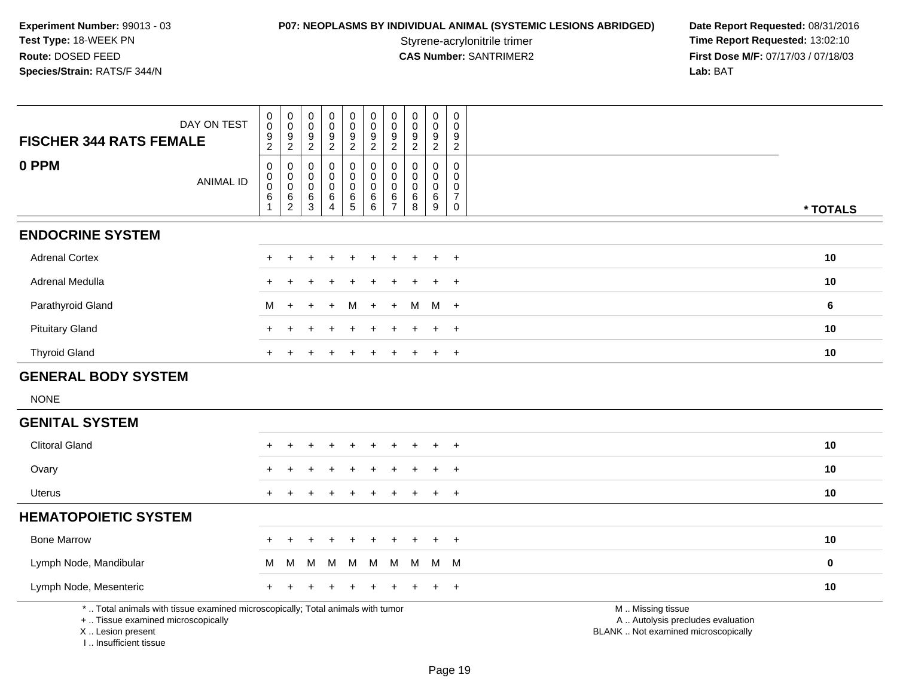**Experiment Number:** 99013 - 03
**Test Type:** 18-WEEK PN
**Route:** DOSED FEED
**Species/Strain:** RATS/F 344/N

**P07: NEOPLASMS BY INDIVIDUAL ANIMAL (SYSTEMIC LESIONS ABRIDGED)**
Styrene-acrylonitrile trimer
**CAS Number:** SANTRIMER2

**Date Report Requested:** 08/31/2016
**Time Report Requested:** 13:02:10
**First Dose M/F:** 07/17/03 / 07/18/03
**Lab:** BAT

| FISCHER 344 RATS FEMALE — DAY ON TEST | 0092 | 0092 | 0092 | 0092 | 0092 | 0092 | 0092 | 0092 | 0092 | 0092 | |
|---|---|---|---|---|---|---|---|---|---|---|---|
| **0 PPM** — ANIMAL ID | 00061 | 00062 | 00063 | 00064 | 00065 | 00066 | 00067 | 00068 | 00069 | 00070 | *** TOTALS** |
| **ENDOCRINE SYSTEM** | | | | | | | | | | | |
| Adrenal Cortex | + | + | + | + | + | + | + | + | + | + | **10** |
| Adrenal Medulla | + | + | + | + | + | + | + | + | + | + | **10** |
| Parathyroid Gland | M | + | + | + | M | + | + | M | M | + | **6** |
| Pituitary Gland | + | + | + | + | + | + | + | + | + | + | **10** |
| Thyroid Gland | + | + | + | + | + | + | + | + | + | + | **10** |
| **GENERAL BODY SYSTEM** | | | | | | | | | | | |
| NONE | | | | | | | | | | | |
| **GENITAL SYSTEM** | | | | | | | | | | | |
| Clitoral Gland | + | + | + | + | + | + | + | + | + | + | **10** |
| Ovary | + | + | + | + | + | + | + | + | + | + | **10** |
| Uterus | + | + | + | + | + | + | + | + | + | + | **10** |
| **HEMATOPOIETIC SYSTEM** | | | | | | | | | | | |
| Bone Marrow | + | + | + | + | + | + | + | + | + | + | **10** |
| Lymph Node, Mandibular | M | M | M | M | M | M | M | M | M | M | **0** |
| Lymph Node, Mesenteric | + | + | + | + | + | + | + | + | + | + | **10** |

* .. Total animals with tissue examined microscopically; Total animals with tumor
+ .. Tissue examined microscopically
X .. Lesion present
I .. Insufficient tissue

M .. Missing tissue
A .. Autolysis precludes evaluation
BLANK .. Not examined microscopically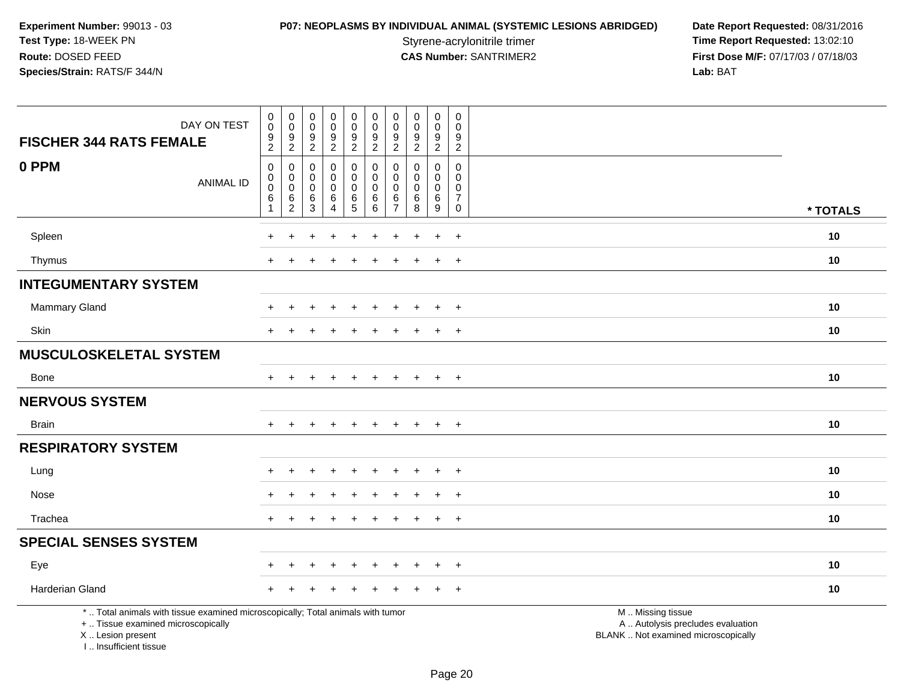**Experiment Number:** 99013 - 03
**Test Type:** 18-WEEK PN
**Route:** DOSED FEED
**Species/Strain:** RATS/F 344/N

**P07: NEOPLASMS BY INDIVIDUAL ANIMAL (SYSTEMIC LESIONS ABRIDGED)**
Styrene-acrylonitrile trimer
**CAS Number:** SANTRIMER2

**Date Report Requested:** 08/31/2016
**Time Report Requested:** 13:02:10
**First Dose M/F:** 07/17/03 / 07/18/03
**Lab:** BAT

| DAY ON TEST | 0092 | 0092 | 0092 | 0092 | 0092 | 0092 | 0092 | 0092 | 0092 | 0092 | |
|---|---|---|---|---|---|---|---|---|---|---|---|
| **FISCHER 344 RATS FEMALE** | | | | | | | | | | | |
| **0 PPM** ANIMAL ID | 00061 | 00062 | 00063 | 00064 | 00065 | 00066 | 00067 | 00068 | 00069 | 00070 | *** TOTALS** |
| Spleen | + | + | + | + | + | + | + | + | + | + | **10** |
| Thymus | + | + | + | + | + | + | + | + | + | + | **10** |
| **INTEGUMENTARY SYSTEM** | | | | | | | | | | | |
| Mammary Gland | + | + | + | + | + | + | + | + | + | + | **10** |
| Skin | + | + | + | + | + | + | + | + | + | + | **10** |
| **MUSCULOSKELETAL SYSTEM** | | | | | | | | | | | |
| Bone | + | + | + | + | + | + | + | + | + | + | **10** |
| **NERVOUS SYSTEM** | | | | | | | | | | | |
| Brain | + | + | + | + | + | + | + | + | + | + | **10** |
| **RESPIRATORY SYSTEM** | | | | | | | | | | | |
| Lung | + | + | + | + | + | + | + | + | + | + | **10** |
| Nose | + | + | + | + | + | + | + | + | + | + | **10** |
| Trachea | + | + | + | + | + | + | + | + | + | + | **10** |
| **SPECIAL SENSES SYSTEM** | | | | | | | | | | | |
| Eye | + | + | + | + | + | + | + | + | + | + | **10** |
| Harderian Gland | + | + | + | + | + | + | + | + | + | + | **10** |

* .. Total animals with tissue examined microscopically; Total animals with tumor
+ .. Tissue examined microscopically
X .. Lesion present
I .. Insufficient tissue

M .. Missing tissue
A .. Autolysis precludes evaluation
BLANK .. Not examined microscopically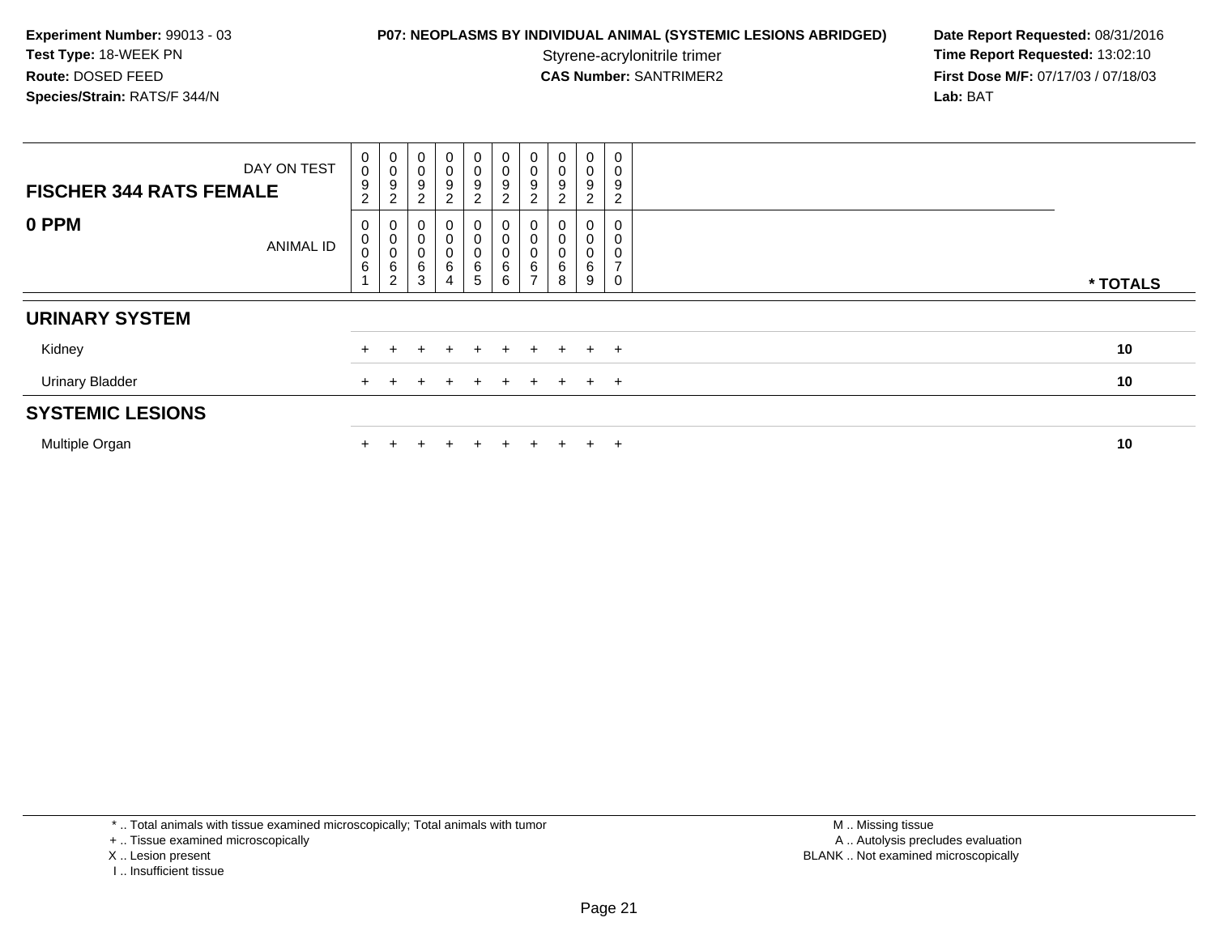**Experiment Number:** 99013 - 03
**Test Type:** 18-WEEK PN
**Route:** DOSED FEED
**Species/Strain:** RATS/F 344/N

**P07: NEOPLASMS BY INDIVIDUAL ANIMAL (SYSTEMIC LESIONS ABRIDGED)**
Styrene-acrylonitrile trimer
**CAS Number:** SANTRIMER2

**Date Report Requested:** 08/31/2016
**Time Report Requested:** 13:02:10
**First Dose M/F:** 07/17/03 / 07/18/03
**Lab:** BAT

| FISCHER 344 RATS FEMALE — DAY ON TEST | 0092 | 0092 | 0092 | 0092 | 0092 | 0092 | 0092 | 0092 | 0092 | 0092 | |
|---|---|---|---|---|---|---|---|---|---|---|---|
| **0 PPM** — ANIMAL ID | 00061 | 00062 | 00063 | 00064 | 00065 | 00066 | 00067 | 00068 | 00069 | 00070 | * TOTALS |
| **URINARY SYSTEM** | | | | | | | | | | | |
| Kidney | + | + | + | + | + | + | + | + | + | + | 10 |
| Urinary Bladder | + | + | + | + | + | + | + | + | + | + | 10 |
| **SYSTEMIC LESIONS** | | | | | | | | | | | |
| Multiple Organ | + | + | + | + | + | + | + | + | + | + | 10 |

* .. Total animals with tissue examined microscopically; Total animals with tumor
+ .. Tissue examined microscopically
X .. Lesion present
I .. Insufficient tissue

M .. Missing tissue
A .. Autolysis precludes evaluation
BLANK .. Not examined microscopically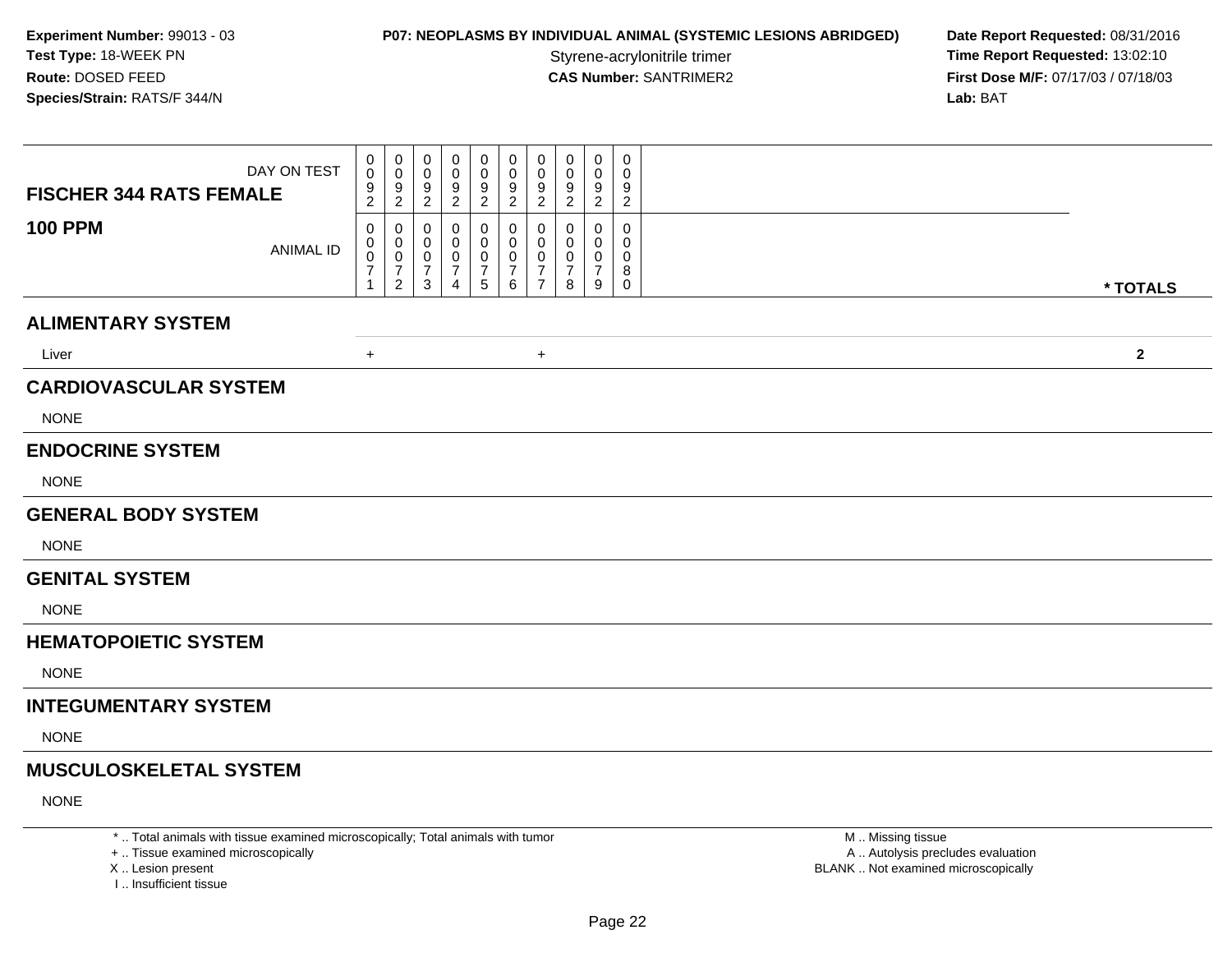**Experiment Number:** 99013 - 03
**Test Type:** 18-WEEK PN
**Route:** DOSED FEED
**Species/Strain:** RATS/F 344/N

**P07: NEOPLASMS BY INDIVIDUAL ANIMAL (SYSTEMIC LESIONS ABRIDGED)**
Styrene-acrylonitrile trimer
**CAS Number:** SANTRIMER2

**Date Report Requested:** 08/31/2016
**Time Report Requested:** 13:02:10
**First Dose M/F:** 07/17/03 / 07/18/03
**Lab:** BAT

| FISCHER 344 RATS FEMALE — DAY ON TEST | 0092 | 0092 | 0092 | 0092 | 0092 | 0092 | 0092 | 0092 | 0092 | 0092 | |
|---|---|---|---|---|---|---|---|---|---|---|---|
| **100 PPM** — ANIMAL ID | 00071 | 00072 | 00073 | 00074 | 00075 | 00076 | 00077 | 00078 | 00079 | 00080 | *** TOTALS** |
| **ALIMENTARY SYSTEM** | | | | | | | | | | | |
| Liver | + | | | | | | + | | | | **2** |
| **CARDIOVASCULAR SYSTEM** | | | | | | | | | | | |
| NONE | | | | | | | | | | | |
| **ENDOCRINE SYSTEM** | | | | | | | | | | | |
| NONE | | | | | | | | | | | |
| **GENERAL BODY SYSTEM** | | | | | | | | | | | |
| NONE | | | | | | | | | | | |
| **GENITAL SYSTEM** | | | | | | | | | | | |
| NONE | | | | | | | | | | | |
| **HEMATOPOIETIC SYSTEM** | | | | | | | | | | | |
| NONE | | | | | | | | | | | |
| **INTEGUMENTARY SYSTEM** | | | | | | | | | | | |
| NONE | | | | | | | | | | | |
| **MUSCULOSKELETAL SYSTEM** | | | | | | | | | | | |
| NONE | | | | | | | | | | | |

* .. Total animals with tissue examined microscopically; Total animals with tumor
+ .. Tissue examined microscopically
X .. Lesion present
I .. Insufficient tissue

M .. Missing tissue
A .. Autolysis precludes evaluation
BLANK .. Not examined microscopically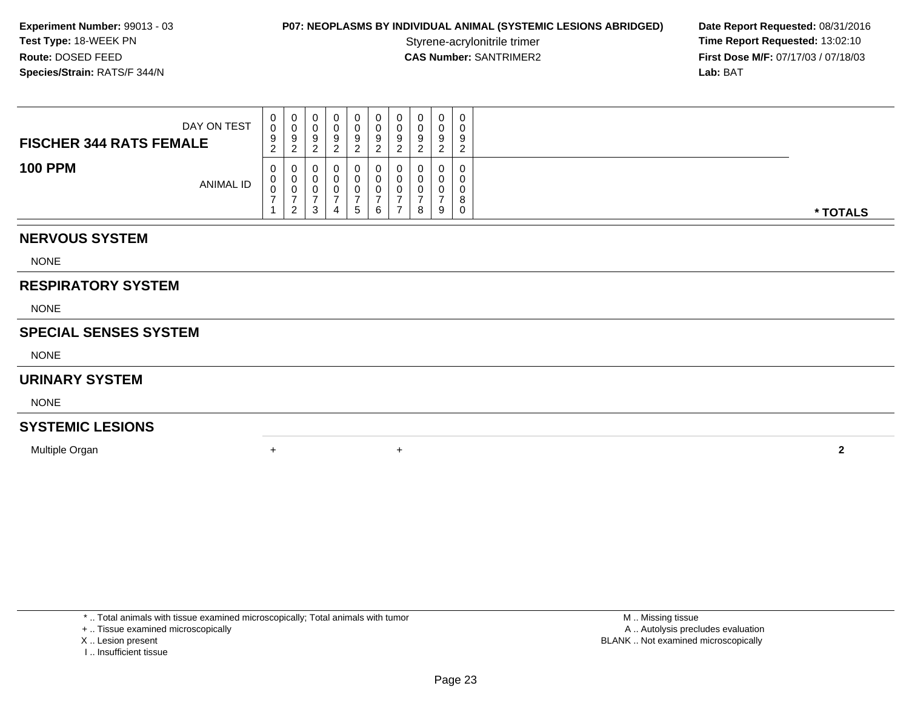**Experiment Number:** 99013 - 03
**Test Type:** 18-WEEK PN
**Route:** DOSED FEED
**Species/Strain:** RATS/F 344/N

**P07: NEOPLASMS BY INDIVIDUAL ANIMAL (SYSTEMIC LESIONS ABRIDGED)**
Styrene-acrylonitrile trimer
**CAS Number:** SANTRIMER2

**Date Report Requested:** 08/31/2016
**Time Report Requested:** 13:02:10
**First Dose M/F:** 07/17/03 / 07/18/03
**Lab:** BAT

| FISCHER 344 RATS FEMALE DAY ON TEST | 0092 | 0092 | 0092 | 0092 | 0092 | 0092 | 0092 | 0092 | 0092 | 0092 | |
|---|---|---|---|---|---|---|---|---|---|---|---|
| **100 PPM** ANIMAL ID | 00071 | 00072 | 00073 | 00074 | 00075 | 00076 | 00077 | 00078 | 00079 | 00080 | *** TOTALS** |
| **NERVOUS SYSTEM** | | | | | | | | | | | |
| NONE | | | | | | | | | | | |
| **RESPIRATORY SYSTEM** | | | | | | | | | | | |
| NONE | | | | | | | | | | | |
| **SPECIAL SENSES SYSTEM** | | | | | | | | | | | |
| NONE | | | | | | | | | | | |
| **URINARY SYSTEM** | | | | | | | | | | | |
| NONE | | | | | | | | | | | |
| **SYSTEMIC LESIONS** | | | | | | | | | | | |
| Multiple Organ | + | | | | | + | | | | | **2** |

* .. Total animals with tissue examined microscopically; Total animals with tumor
+ .. Tissue examined microscopically
X .. Lesion present
I .. Insufficient tissue

M .. Missing tissue
A .. Autolysis precludes evaluation
BLANK .. Not examined microscopically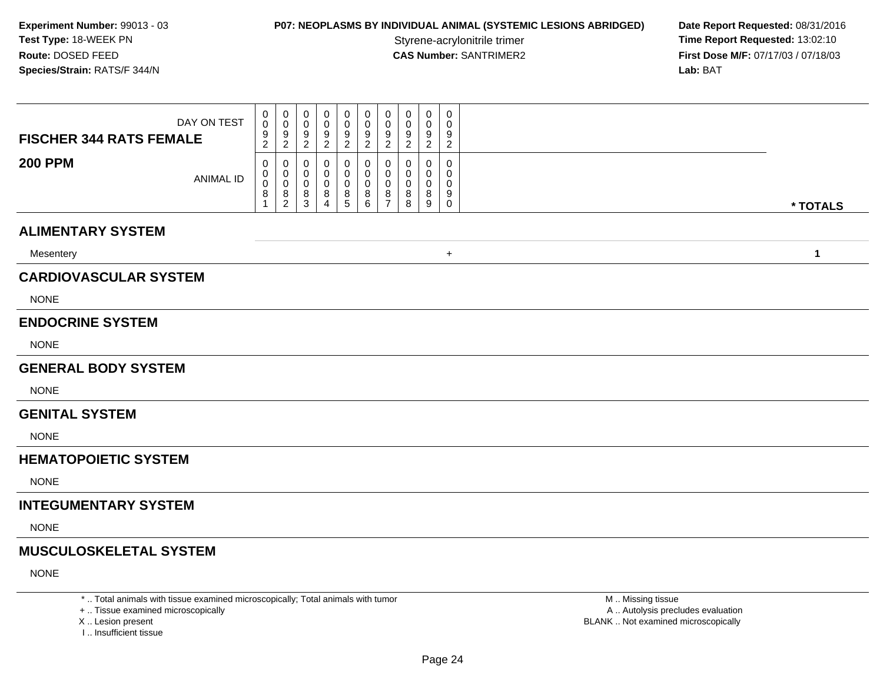**Experiment Number:** 99013 - 03
**Test Type:** 18-WEEK PN
**Route:** DOSED FEED
**Species/Strain:** RATS/F 344/N

**P07: NEOPLASMS BY INDIVIDUAL ANIMAL (SYSTEMIC LESIONS ABRIDGED)**
Styrene-acrylonitrile trimer
**CAS Number:** SANTRIMER2

**Date Report Requested:** 08/31/2016
**Time Report Requested:** 13:02:10
**First Dose M/F:** 07/17/03 / 07/18/03
**Lab:** BAT

| FISCHER 344 RATS FEMALE — DAY ON TEST | 0092 | 0092 | 0092 | 0092 | 0092 | 0092 | 0092 | 0092 | 0092 | 0092 | |
|---|---|---|---|---|---|---|---|---|---|---|---|
| **200 PPM** — ANIMAL ID | 00081 | 00082 | 00083 | 00084 | 00085 | 00086 | 00087 | 00088 | 00089 | 00090 | *** TOTALS** |
| **ALIMENTARY SYSTEM** | | | | | | | | | | | |
| Mesentery | | | | | | | | | | + | **1** |
| **CARDIOVASCULAR SYSTEM** | | | | | | | | | | | |
| NONE | | | | | | | | | | | |
| **ENDOCRINE SYSTEM** | | | | | | | | | | | |
| NONE | | | | | | | | | | | |
| **GENERAL BODY SYSTEM** | | | | | | | | | | | |
| NONE | | | | | | | | | | | |
| **GENITAL SYSTEM** | | | | | | | | | | | |
| NONE | | | | | | | | | | | |
| **HEMATOPOIETIC SYSTEM** | | | | | | | | | | | |
| NONE | | | | | | | | | | | |
| **INTEGUMENTARY SYSTEM** | | | | | | | | | | | |
| NONE | | | | | | | | | | | |
| **MUSCULOSKELETAL SYSTEM** | | | | | | | | | | | |
| NONE | | | | | | | | | | | |

\* .. Total animals with tissue examined microscopically; Total animals with tumor
\+ .. Tissue examined microscopically
X .. Lesion present
I .. Insufficient tissue

M .. Missing tissue
A .. Autolysis precludes evaluation
BLANK .. Not examined microscopically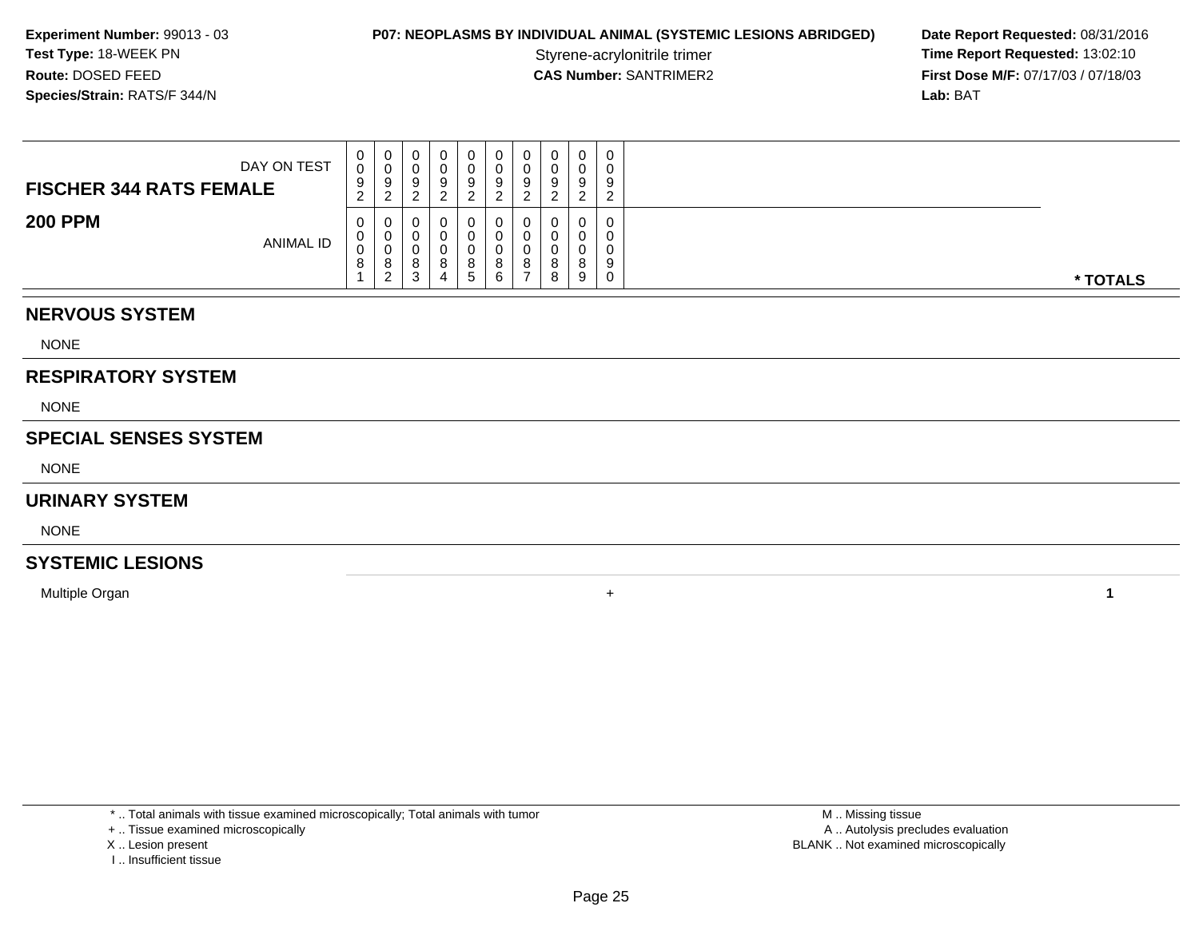**Experiment Number:** 99013 - 03
**Test Type:** 18-WEEK PN
**Route:** DOSED FEED
**Species/Strain:** RATS/F 344/N

**P07: NEOPLASMS BY INDIVIDUAL ANIMAL (SYSTEMIC LESIONS ABRIDGED)**
Styrene-acrylonitrile trimer
**CAS Number:** SANTRIMER2

**Date Report Requested:** 08/31/2016
**Time Report Requested:** 13:02:10
**First Dose M/F:** 07/17/03 / 07/18/03
**Lab:** BAT

| **FISCHER 344 RATS FEMALE** DAY ON TEST | 0092 | 0092 | 0092 | 0092 | 0092 | 0092 | 0092 | 0092 | 0092 | 0092 | |
|---|---|---|---|---|---|---|---|---|---|---|---|
| **200 PPM** ANIMAL ID | 00081 | 00082 | 00083 | 00084 | 00085 | 00086 | 00087 | 00088 | 00089 | 00090 | *** TOTALS** |
| **NERVOUS SYSTEM** | | | | | | | | | | | |
| NONE | | | | | | | | | | | |
| **RESPIRATORY SYSTEM** | | | | | | | | | | | |
| NONE | | | | | | | | | | | |
| **SPECIAL SENSES SYSTEM** | | | | | | | | | | | |
| NONE | | | | | | | | | | | |
| **URINARY SYSTEM** | | | | | | | | | | | |
| NONE | | | | | | | | | | | |
| **SYSTEMIC LESIONS** | | | | | | | | | | | |
| Multiple Organ | | | | | | | | | | + | **1** |

* .. Total animals with tissue examined microscopically; Total animals with tumor
+ .. Tissue examined microscopically
X .. Lesion present
I .. Insufficient tissue

M .. Missing tissue
A .. Autolysis precludes evaluation
BLANK .. Not examined microscopically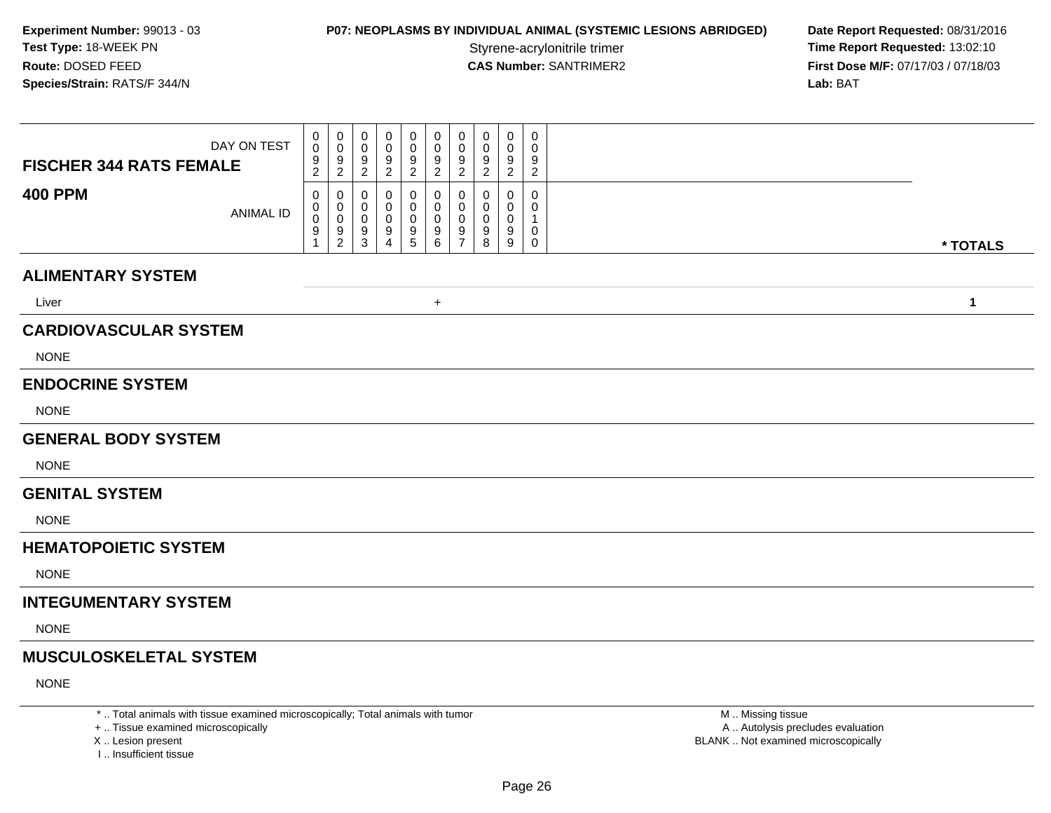**Experiment Number:** 99013 - 03
**Test Type:** 18-WEEK PN
**Route:** DOSED FEED
**Species/Strain:** RATS/F 344/N

**P07: NEOPLASMS BY INDIVIDUAL ANIMAL (SYSTEMIC LESIONS ABRIDGED)**
Styrene-acrylonitrile trimer
**CAS Number:** SANTRIMER2

**Date Report Requested:** 08/31/2016
**Time Report Requested:** 13:02:10
**First Dose M/F:** 07/17/03 / 07/18/03
**Lab:** BAT

| FISCHER 344 RATS FEMALE — DAY ON TEST | 0092 | 0092 | 0092 | 0092 | 0092 | 0092 | 0092 | 0092 | 0092 | 0092 | |
|---|---|---|---|---|---|---|---|---|---|---|---|
| **400 PPM** — ANIMAL ID | 00091 | 00092 | 00093 | 00094 | 00095 | 00096 | 00097 | 00098 | 00099 | 00100 | *** TOTALS** |
| **ALIMENTARY SYSTEM** | | | | | | | | | | | |
| Liver | | | | | | + | | | | | **1** |
| **CARDIOVASCULAR SYSTEM** | | | | | | | | | | | |
| NONE | | | | | | | | | | | |
| **ENDOCRINE SYSTEM** | | | | | | | | | | | |
| NONE | | | | | | | | | | | |
| **GENERAL BODY SYSTEM** | | | | | | | | | | | |
| NONE | | | | | | | | | | | |
| **GENITAL SYSTEM** | | | | | | | | | | | |
| NONE | | | | | | | | | | | |
| **HEMATOPOIETIC SYSTEM** | | | | | | | | | | | |
| NONE | | | | | | | | | | | |
| **INTEGUMENTARY SYSTEM** | | | | | | | | | | | |
| NONE | | | | | | | | | | | |
| **MUSCULOSKELETAL SYSTEM** | | | | | | | | | | | |
| NONE | | | | | | | | | | | |

* .. Total animals with tissue examined microscopically; Total animals with tumor
+ .. Tissue examined microscopically
X .. Lesion present
I .. Insufficient tissue

M .. Missing tissue
A .. Autolysis precludes evaluation
BLANK .. Not examined microscopically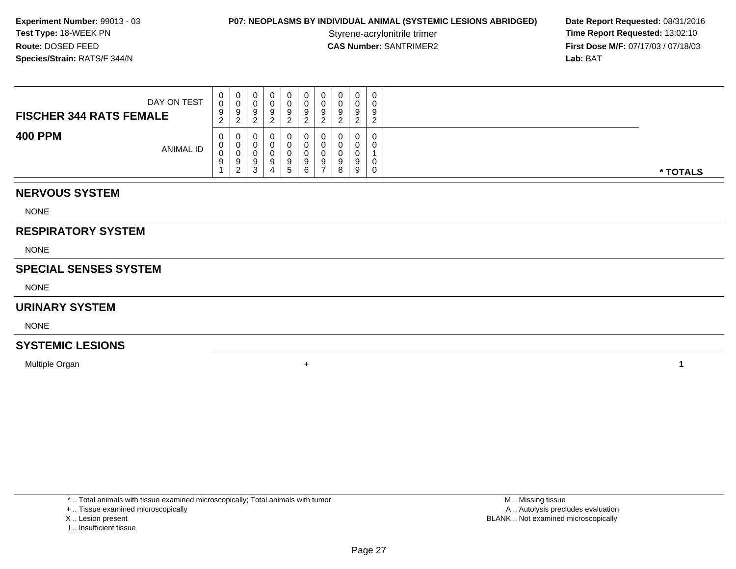**Experiment Number:** 99013 - 03
**Test Type:** 18-WEEK PN
**Route:** DOSED FEED
**Species/Strain:** RATS/F 344/N

**P07: NEOPLASMS BY INDIVIDUAL ANIMAL (SYSTEMIC LESIONS ABRIDGED)**
Styrene-acrylonitrile trimer
**CAS Number:** SANTRIMER2

**Date Report Requested:** 08/31/2016
**Time Report Requested:** 13:02:10
**First Dose M/F:** 07/17/03 / 07/18/03
**Lab:** BAT

| **FISCHER 344 RATS FEMALE** DAY ON TEST | 0092 | 0092 | 0092 | 0092 | 0092 | 0092 | 0092 | 0092 | 0092 | 0092 | |
|---|---|---|---|---|---|---|---|---|---|---|---|
| **400 PPM** ANIMAL ID | 00091 | 00092 | 00093 | 00094 | 00095 | 00096 | 00097 | 00098 | 00099 | 00100 | *** TOTALS** |
| **NERVOUS SYSTEM** | | | | | | | | | | | |
| NONE | | | | | | | | | | | |
| **RESPIRATORY SYSTEM** | | | | | | | | | | | |
| NONE | | | | | | | | | | | |
| **SPECIAL SENSES SYSTEM** | | | | | | | | | | | |
| NONE | | | | | | | | | | | |
| **URINARY SYSTEM** | | | | | | | | | | | |
| NONE | | | | | | | | | | | |
| **SYSTEMIC LESIONS** | | | | | | | | | | | |
| Multiple Organ | | | | | | + | | | | | **1** |

* .. Total animals with tissue examined microscopically; Total animals with tumor
+ .. Tissue examined microscopically
X .. Lesion present
I .. Insufficient tissue

M .. Missing tissue
A .. Autolysis precludes evaluation
BLANK .. Not examined microscopically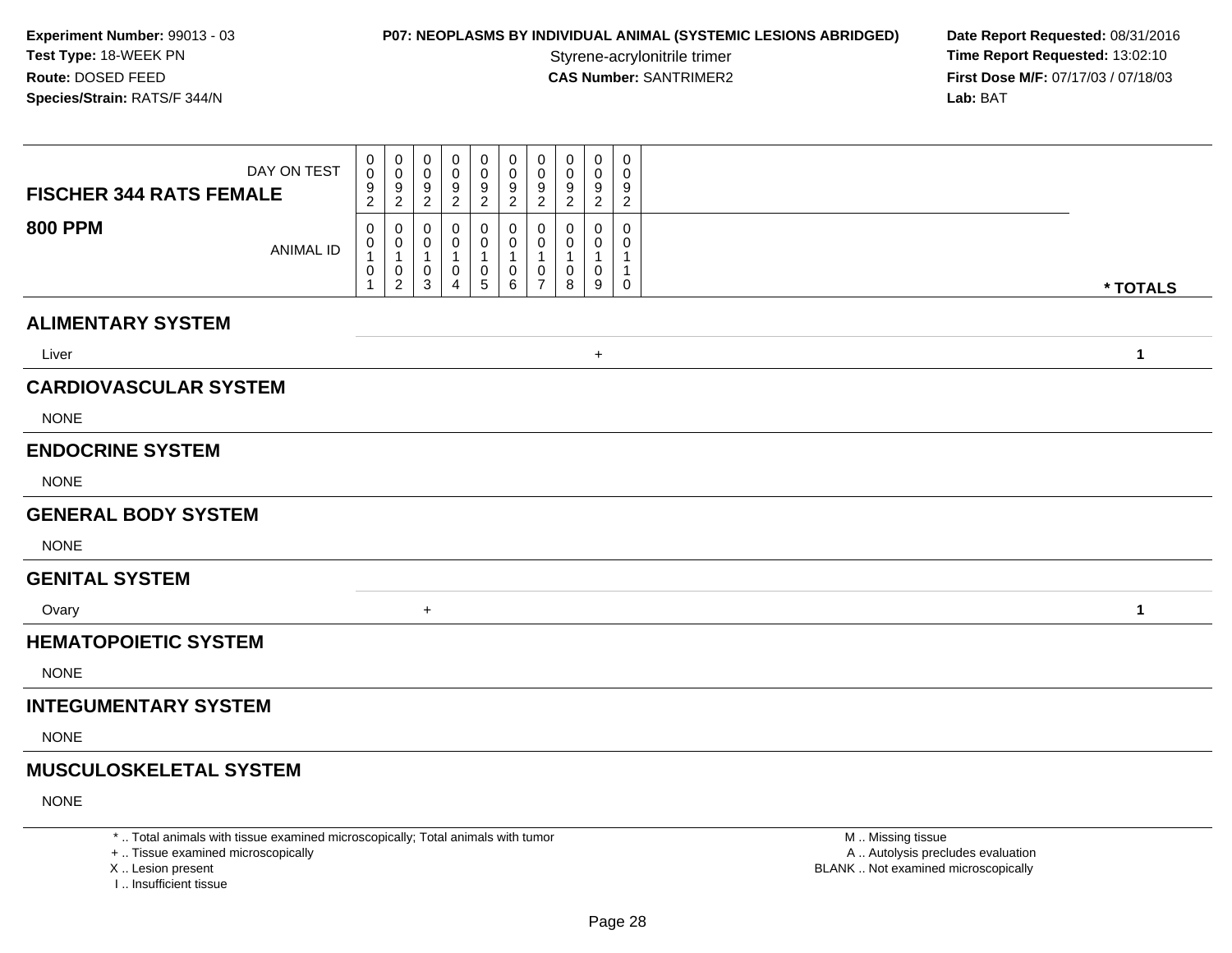**Experiment Number:** 99013 - 03
**Test Type:** 18-WEEK PN
**Route:** DOSED FEED
**Species/Strain:** RATS/F 344/N

**P07: NEOPLASMS BY INDIVIDUAL ANIMAL (SYSTEMIC LESIONS ABRIDGED)**
Styrene-acrylonitrile trimer
**CAS Number:** SANTRIMER2

**Date Report Requested:** 08/31/2016
**Time Report Requested:** 13:02:10
**First Dose M/F:** 07/17/03 / 07/18/03
**Lab:** BAT

| FISCHER 344 RATS FEMALE — DAY ON TEST | 0092 | 0092 | 0092 | 0092 | 0092 | 0092 | 0092 | 0092 | 0092 | 0092 | |
|---|---|---|---|---|---|---|---|---|---|---|---|
| **800 PPM** — ANIMAL ID | 00101 | 00102 | 00103 | 00104 | 00105 | 00106 | 00107 | 00108 | 00109 | 00110 | *** TOTALS** |
| **ALIMENTARY SYSTEM** | | | | | | | | | | | |
| Liver | | | | | | | | | + | | **1** |
| **CARDIOVASCULAR SYSTEM** | | | | | | | | | | | |
| NONE | | | | | | | | | | | |
| **ENDOCRINE SYSTEM** | | | | | | | | | | | |
| NONE | | | | | | | | | | | |
| **GENERAL BODY SYSTEM** | | | | | | | | | | | |
| NONE | | | | | | | | | | | |
| **GENITAL SYSTEM** | | | | | | | | | | | |
| Ovary | | | + | | | | | | | | **1** |
| **HEMATOPOIETIC SYSTEM** | | | | | | | | | | | |
| NONE | | | | | | | | | | | |
| **INTEGUMENTARY SYSTEM** | | | | | | | | | | | |
| NONE | | | | | | | | | | | |
| **MUSCULOSKELETAL SYSTEM** | | | | | | | | | | | |
| NONE | | | | | | | | | | | |

* .. Total animals with tissue examined microscopically; Total animals with tumor
+ .. Tissue examined microscopically
X .. Lesion present
I .. Insufficient tissue

M .. Missing tissue
A .. Autolysis precludes evaluation
BLANK .. Not examined microscopically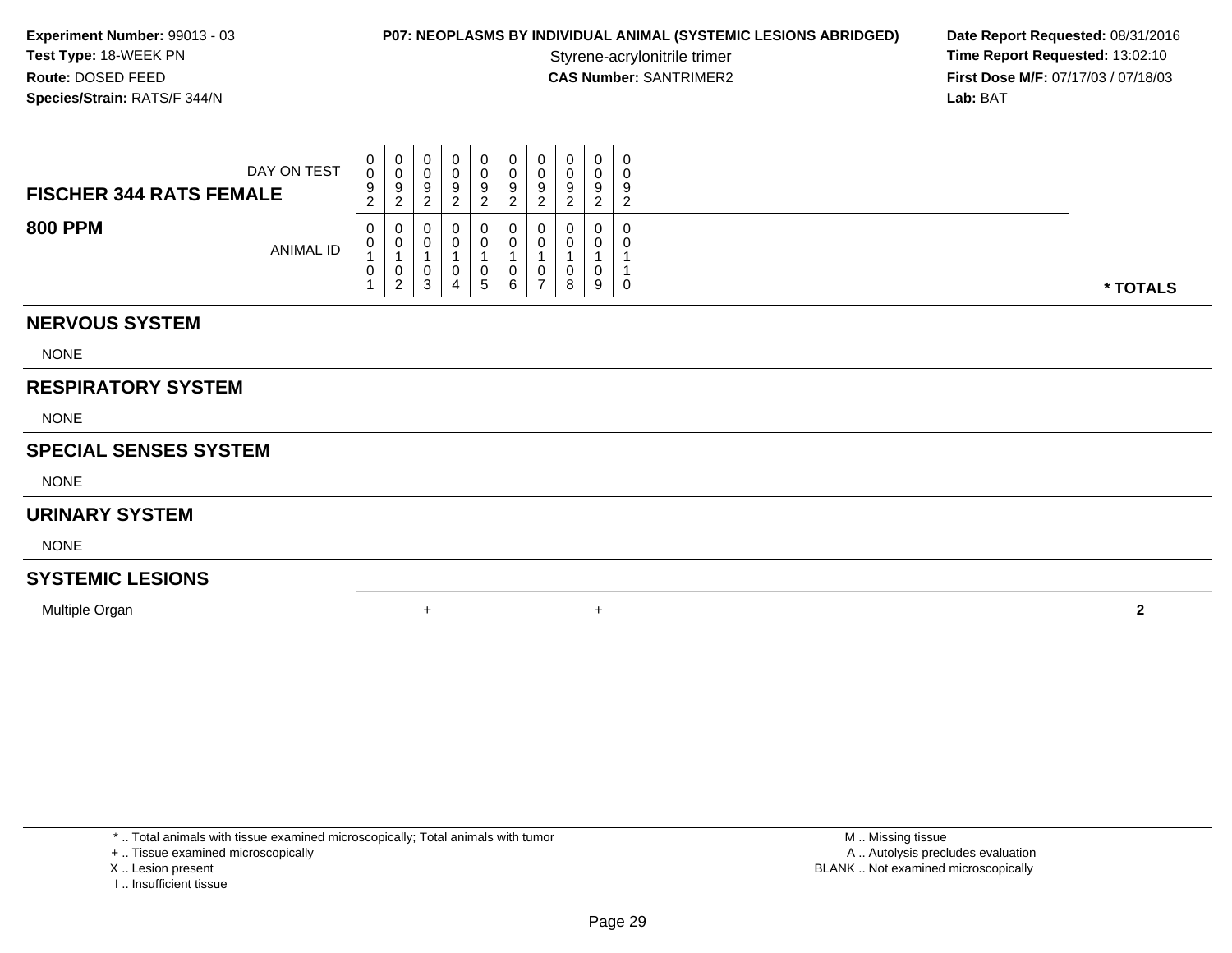**Experiment Number:** 99013 - 03
**Test Type:** 18-WEEK PN
**Route:** DOSED FEED
**Species/Strain:** RATS/F 344/N

**P07: NEOPLASMS BY INDIVIDUAL ANIMAL (SYSTEMIC LESIONS ABRIDGED)**
Styrene-acrylonitrile trimer
**CAS Number:** SANTRIMER2

**Date Report Requested:** 08/31/2016
**Time Report Requested:** 13:02:10
**First Dose M/F:** 07/17/03 / 07/18/03
**Lab:** BAT

| FISCHER 344 RATS FEMALE — DAY ON TEST | 0092 | 0092 | 0092 | 0092 | 0092 | 0092 | 0092 | 0092 | 0092 | 0092 | |
|---|---|---|---|---|---|---|---|---|---|---|---|
| **800 PPM** — ANIMAL ID | 00101 | 00102 | 00103 | 00104 | 00105 | 00106 | 00107 | 00108 | 00109 | 00110 | *** TOTALS** |
| **NERVOUS SYSTEM** | | | | | | | | | | | |
| NONE | | | | | | | | | | | |
| **RESPIRATORY SYSTEM** | | | | | | | | | | | |
| NONE | | | | | | | | | | | |
| **SPECIAL SENSES SYSTEM** | | | | | | | | | | | |
| NONE | | | | | | | | | | | |
| **URINARY SYSTEM** | | | | | | | | | | | |
| NONE | | | | | | | | | | | |
| **SYSTEMIC LESIONS** | | | | | | | | | | | |
| Multiple Organ | | + | | | | | | | + | | **2** |

\* .. Total animals with tissue examined microscopically; Total animals with tumor
\+ .. Tissue examined microscopically
X .. Lesion present
I .. Insufficient tissue

M .. Missing tissue
A .. Autolysis precludes evaluation
BLANK .. Not examined microscopically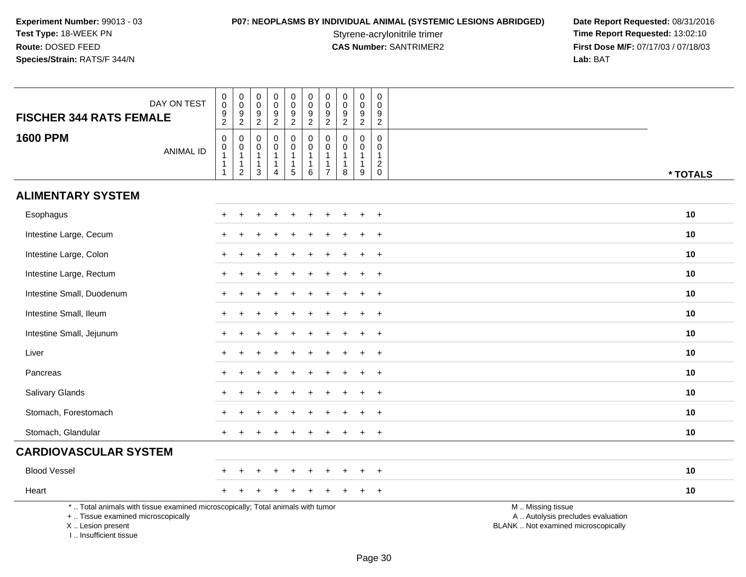Experiment Number: 99013 - 03
Test Type: 18-WEEK PN
Route: DOSED FEED
Species/Strain: RATS/F 344/N

**P07: NEOPLASMS BY INDIVIDUAL ANIMAL (SYSTEMIC LESIONS ABRIDGED)**
Styrene-acrylonitrile trimer
**CAS Number:** SANTRIMER2

Date Report Requested: 08/31/2016
Time Report Requested: 13:02:10
First Dose M/F: 07/17/03 / 07/18/03
Lab: BAT

| FISCHER 344 RATS FEMALE — DAY ON TEST | 0092 | 0092 | 0092 | 0092 | 0092 | 0092 | 0092 | 0092 | 0092 | 0092 | |
|---|---|---|---|---|---|---|---|---|---|---|---|
| **1600 PPM** — ANIMAL ID | 00111 | 00112 | 00113 | 00114 | 00115 | 00116 | 00117 | 00118 | 00119 | 00120 | * TOTALS |
| **ALIMENTARY SYSTEM** | | | | | | | | | | | |
| Esophagus | + | + | + | + | + | + | + | + | + | + | 10 |
| Intestine Large, Cecum | + | + | + | + | + | + | + | + | + | + | 10 |
| Intestine Large, Colon | + | + | + | + | + | + | + | + | + | + | 10 |
| Intestine Large, Rectum | + | + | + | + | + | + | + | + | + | + | 10 |
| Intestine Small, Duodenum | + | + | + | + | + | + | + | + | + | + | 10 |
| Intestine Small, Ileum | + | + | + | + | + | + | + | + | + | + | 10 |
| Intestine Small, Jejunum | + | + | + | + | + | + | + | + | + | + | 10 |
| Liver | + | + | + | + | + | + | + | + | + | + | 10 |
| Pancreas | + | + | + | + | + | + | + | + | + | + | 10 |
| Salivary Glands | + | + | + | + | + | + | + | + | + | + | 10 |
| Stomach, Forestomach | + | + | + | + | + | + | + | + | + | + | 10 |
| Stomach, Glandular | + | + | + | + | + | + | + | + | + | + | 10 |
| **CARDIOVASCULAR SYSTEM** | | | | | | | | | | | |
| Blood Vessel | + | + | + | + | + | + | + | + | + | + | 10 |
| Heart | + | + | + | + | + | + | + | + | + | + | 10 |

* .. Total animals with tissue examined microscopically; Total animals with tumor
+ .. Tissue examined microscopically
X .. Lesion present
I .. Insufficient tissue

M .. Missing tissue
A .. Autolysis precludes evaluation
BLANK .. Not examined microscopically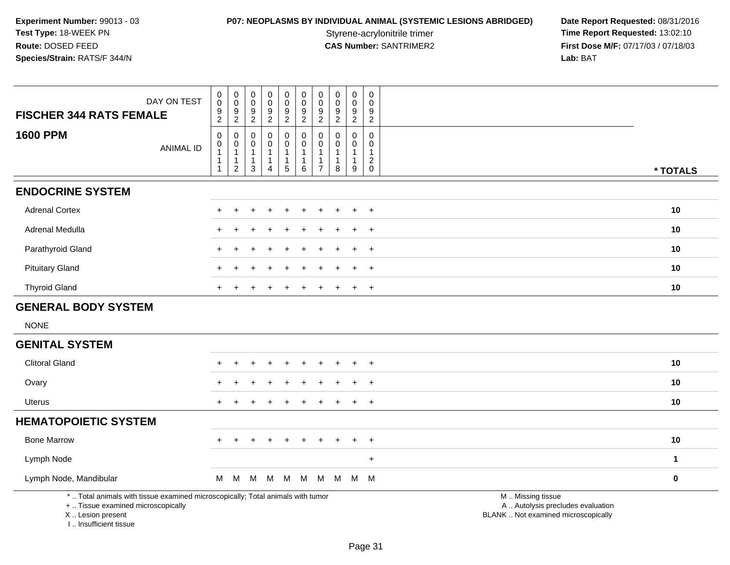**Experiment Number:** 99013 - 03
**Test Type:** 18-WEEK PN
**Route:** DOSED FEED
**Species/Strain:** RATS/F 344/N

**P07: NEOPLASMS BY INDIVIDUAL ANIMAL (SYSTEMIC LESIONS ABRIDGED)**
Styrene-acrylonitrile trimer
**CAS Number:** SANTRIMER2

**Date Report Requested:** 08/31/2016
**Time Report Requested:** 13:02:10
**First Dose M/F:** 07/17/03 / 07/18/03
**Lab:** BAT

| DAY ON TEST | 0092 | 0092 | 0092 | 0092 | 0092 | 0092 | 0092 | 0092 | 0092 | 0092 | |
|---|---|---|---|---|---|---|---|---|---|---|---|
| **FISCHER 344 RATS FEMALE** | | | | | | | | | | | |
| **1600 PPM** ANIMAL ID | 00111 | 00112 | 00113 | 00114 | 00115 | 00116 | 00117 | 00118 | 00119 | 00120 | * TOTALS |
| **ENDOCRINE SYSTEM** | | | | | | | | | | | |
| Adrenal Cortex | + | + | + | + | + | + | + | + | + | + | 10 |
| Adrenal Medulla | + | + | + | + | + | + | + | + | + | + | 10 |
| Parathyroid Gland | + | + | + | + | + | + | + | + | + | + | 10 |
| Pituitary Gland | + | + | + | + | + | + | + | + | + | + | 10 |
| Thyroid Gland | + | + | + | + | + | + | + | + | + | + | 10 |
| **GENERAL BODY SYSTEM** | | | | | | | | | | | |
| NONE | | | | | | | | | | | |
| **GENITAL SYSTEM** | | | | | | | | | | | |
| Clitoral Gland | + | + | + | + | + | + | + | + | + | + | 10 |
| Ovary | + | + | + | + | + | + | + | + | + | + | 10 |
| Uterus | + | + | + | + | + | + | + | + | + | + | 10 |
| **HEMATOPOIETIC SYSTEM** | | | | | | | | | | | |
| Bone Marrow | + | + | + | + | + | + | + | + | + | + | 10 |
| Lymph Node | | | | | | | | | | + | 1 |
| Lymph Node, Mandibular | M | M | M | M | M | M | M | M | M | M | 0 |

\* .. Total animals with tissue examined microscopically; Total animals with tumor
\+ .. Tissue examined microscopically
X .. Lesion present
I .. Insufficient tissue

M .. Missing tissue
A .. Autolysis precludes evaluation
BLANK .. Not examined microscopically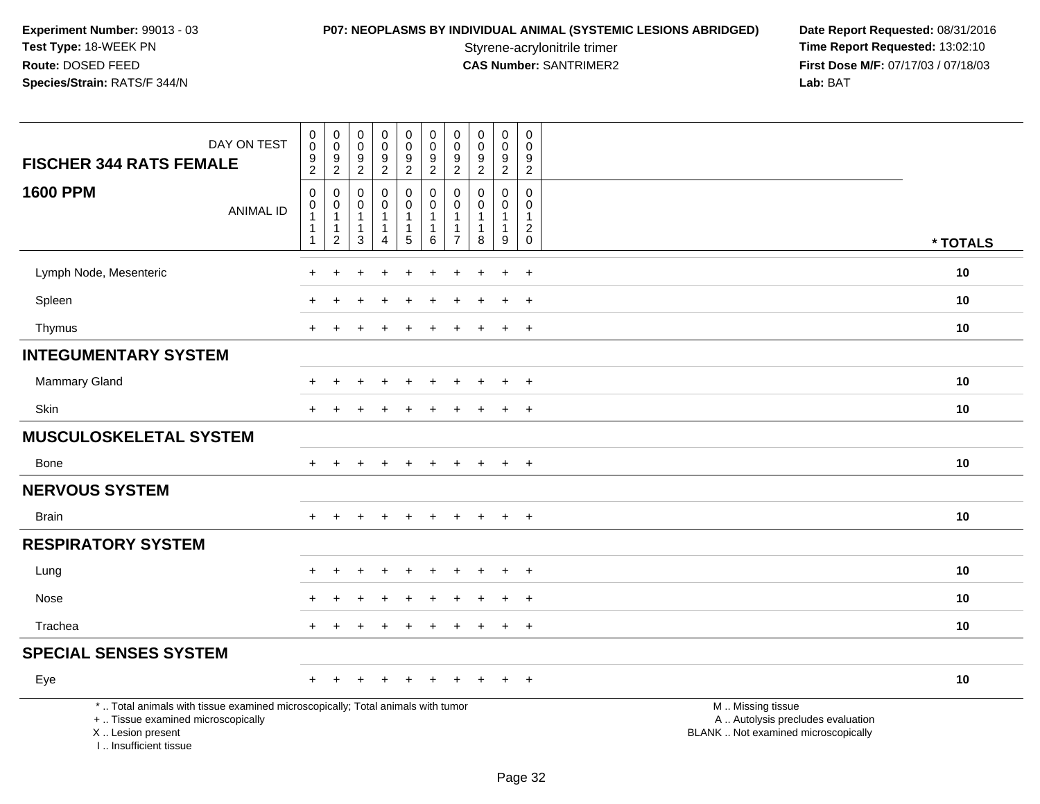Experiment Number: 99013 - 03
Test Type: 18-WEEK PN
Route: DOSED FEED
Species/Strain: RATS/F 344/N

**P07: NEOPLASMS BY INDIVIDUAL ANIMAL (SYSTEMIC LESIONS ABRIDGED)**
Styrene-acrylonitrile trimer
**CAS Number:** SANTRIMER2

Date Report Requested: 08/31/2016
Time Report Requested: 13:02:10
First Dose M/F: 07/17/03 / 07/18/03
Lab: BAT

| FISCHER 344 RATS FEMALE — DAY ON TEST | 0092 | 0092 | 0092 | 0092 | 0092 | 0092 | 0092 | 0092 | 0092 | 0092 | |
|---|---|---|---|---|---|---|---|---|---|---|---|
| **1600 PPM** — ANIMAL ID | 00111 | 00112 | 00113 | 00114 | 00115 | 00116 | 00117 | 00118 | 00119 | 00120 | *** TOTALS** |
| Lymph Node, Mesenteric | + | + | + | + | + | + | + | + | + | + | **10** |
| Spleen | + | + | + | + | + | + | + | + | + | + | **10** |
| Thymus | + | + | + | + | + | + | + | + | + | + | **10** |
| **INTEGUMENTARY SYSTEM** | | | | | | | | | | | |
| Mammary Gland | + | + | + | + | + | + | + | + | + | + | **10** |
| Skin | + | + | + | + | + | + | + | + | + | + | **10** |
| **MUSCULOSKELETAL SYSTEM** | | | | | | | | | | | |
| Bone | + | + | + | + | + | + | + | + | + | + | **10** |
| **NERVOUS SYSTEM** | | | | | | | | | | | |
| Brain | + | + | + | + | + | + | + | + | + | + | **10** |
| **RESPIRATORY SYSTEM** | | | | | | | | | | | |
| Lung | + | + | + | + | + | + | + | + | + | + | **10** |
| Nose | + | + | + | + | + | + | + | + | + | + | **10** |
| Trachea | + | + | + | + | + | + | + | + | + | + | **10** |
| **SPECIAL SENSES SYSTEM** | | | | | | | | | | | |
| Eye | + | + | + | + | + | + | + | + | + | + | **10** |

* .. Total animals with tissue examined microscopically; Total animals with tumor
+ .. Tissue examined microscopically
X .. Lesion present
I .. Insufficient tissue

M .. Missing tissue
A .. Autolysis precludes evaluation
BLANK .. Not examined microscopically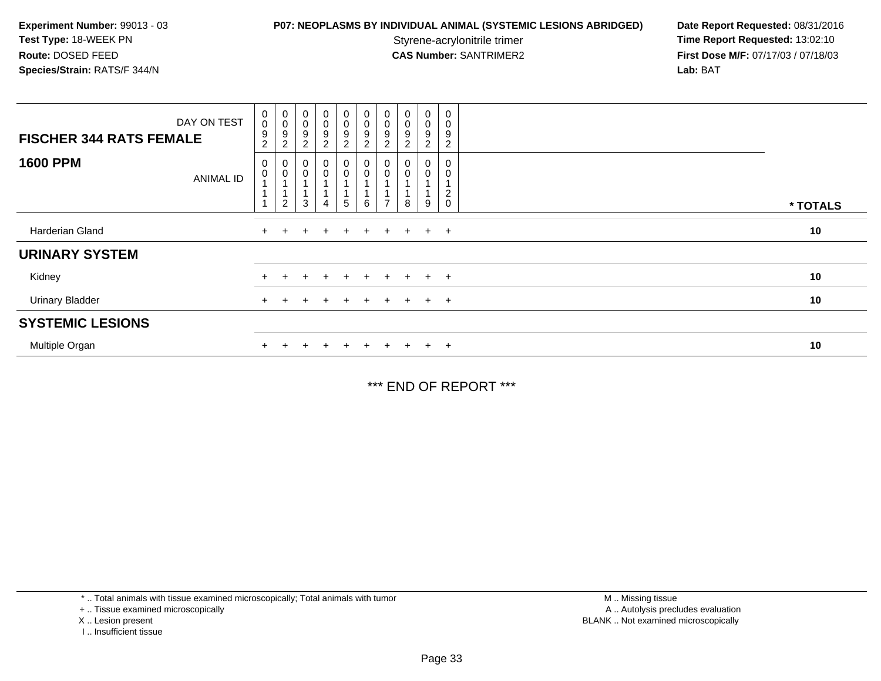**Experiment Number:** 99013 - 03
**Test Type:** 18-WEEK PN
**Route:** DOSED FEED
**Species/Strain:** RATS/F 344/N

**P07: NEOPLASMS BY INDIVIDUAL ANIMAL (SYSTEMIC LESIONS ABRIDGED)**
Styrene-acrylonitrile trimer
**CAS Number:** SANTRIMER2

**Date Report Requested:** 08/31/2016
**Time Report Requested:** 13:02:10
**First Dose M/F:** 07/17/03 / 07/18/03
**Lab:** BAT

| FISCHER 344 RATS FEMALE — DAY ON TEST | 0092 | 0092 | 0092 | 0092 | 0092 | 0092 | 0092 | 0092 | 0092 | 0092 | |
|---|---|---|---|---|---|---|---|---|---|---|---|
| **1600 PPM** — ANIMAL ID | 00111 | 00112 | 00113 | 00114 | 00115 | 00116 | 00117 | 00118 | 00119 | 00120 | *** TOTALS** |
| Harderian Gland | + | + | + | + | + | + | + | + | + | + | 10 |
| **URINARY SYSTEM** | | | | | | | | | | | |
| Kidney | + | + | + | + | + | + | + | + | + | + | 10 |
| Urinary Bladder | + | + | + | + | + | + | + | + | + | + | 10 |
| **SYSTEMIC LESIONS** | | | | | | | | | | | |
| Multiple Organ | + | + | + | + | + | + | + | + | + | + | 10 |

*** END OF REPORT ***

* .. Total animals with tissue examined microscopically; Total animals with tumor
+ .. Tissue examined microscopically
X .. Lesion present
I .. Insufficient tissue

M .. Missing tissue
A .. Autolysis precludes evaluation
BLANK .. Not examined microscopically